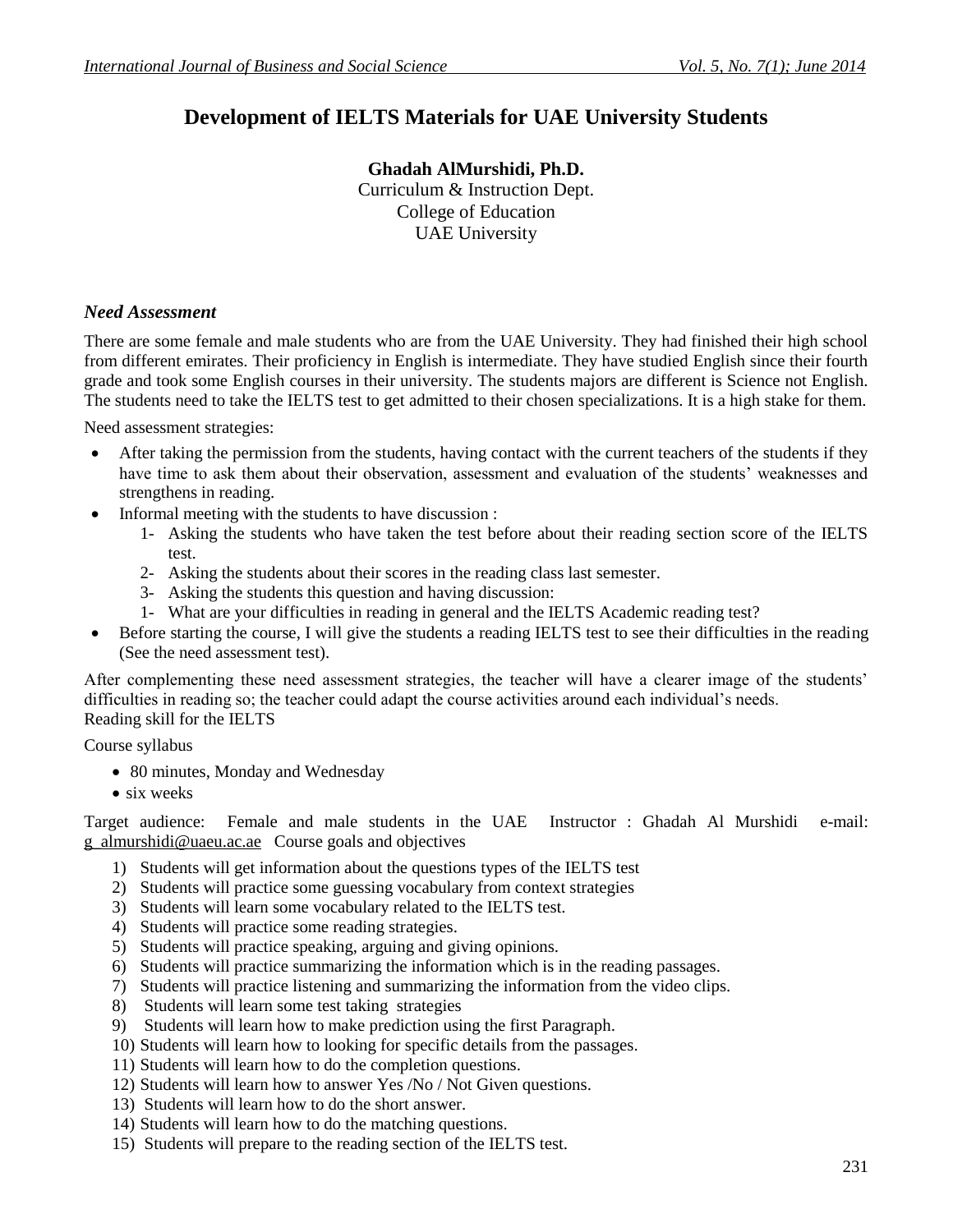# Development of IELTS Materials for UAE University Students

**Ghadah AlMurshidi, Ph.D.**
Curriculum & Instruction Dept.
College of Education
UAE University

## *Need Assessment*

There are some female and male students who are from the UAE University. They had finished their high school from different emirates. Their proficiency in English is intermediate. They have studied English since their fourth grade and took some English courses in their university. The students majors are different is Science not English. The students need to take the IELTS test to get admitted to their chosen specializations. It is a high stake for them.

Need assessment strategies:

- After taking the permission from the students, having contact with the current teachers of the students if they have time to ask them about their observation, assessment and evaluation of the students' weaknesses and strengthens in reading.
- Informal meeting with the students to have discussion :
    1- Asking the students who have taken the test before about their reading section score of the IELTS test.
    2- Asking the students about their scores in the reading class last semester.
    3- Asking the students this question and having discussion:
    1- What are your difficulties in reading in general and the IELTS Academic reading test?
- Before starting the course, I will give the students a reading IELTS test to see their difficulties in the reading (See the need assessment test).

After complementing these need assessment strategies, the teacher will have a clearer image of the students' difficulties in reading so; the teacher could adapt the course activities around each individual's needs.
Reading skill for the IELTS

Course syllabus

- 80 minutes, Monday and Wednesday
- six weeks

Target audience: Female and male students in the UAE Instructor : Ghadah Al Murshidi e-mail: g_almurshidi@uaeu.ac.ae Course goals and objectives

1) Students will get information about the questions types of the IELTS test
2) Students will practice some guessing vocabulary from context strategies
3) Students will learn some vocabulary related to the IELTS test.
4) Students will practice some reading strategies.
5) Students will practice speaking, arguing and giving opinions.
6) Students will practice summarizing the information which is in the reading passages.
7) Students will practice listening and summarizing the information from the video clips.
8) Students will learn some test taking strategies
9) Students will learn how to make prediction using the first Paragraph.
10) Students will learn how to looking for specific details from the passages.
11) Students will learn how to do the completion questions.
12) Students will learn how to answer Yes /No / Not Given questions.
13) Students will learn how to do the short answer.
14) Students will learn how to do the matching questions.
15) Students will prepare to the reading section of the IELTS test.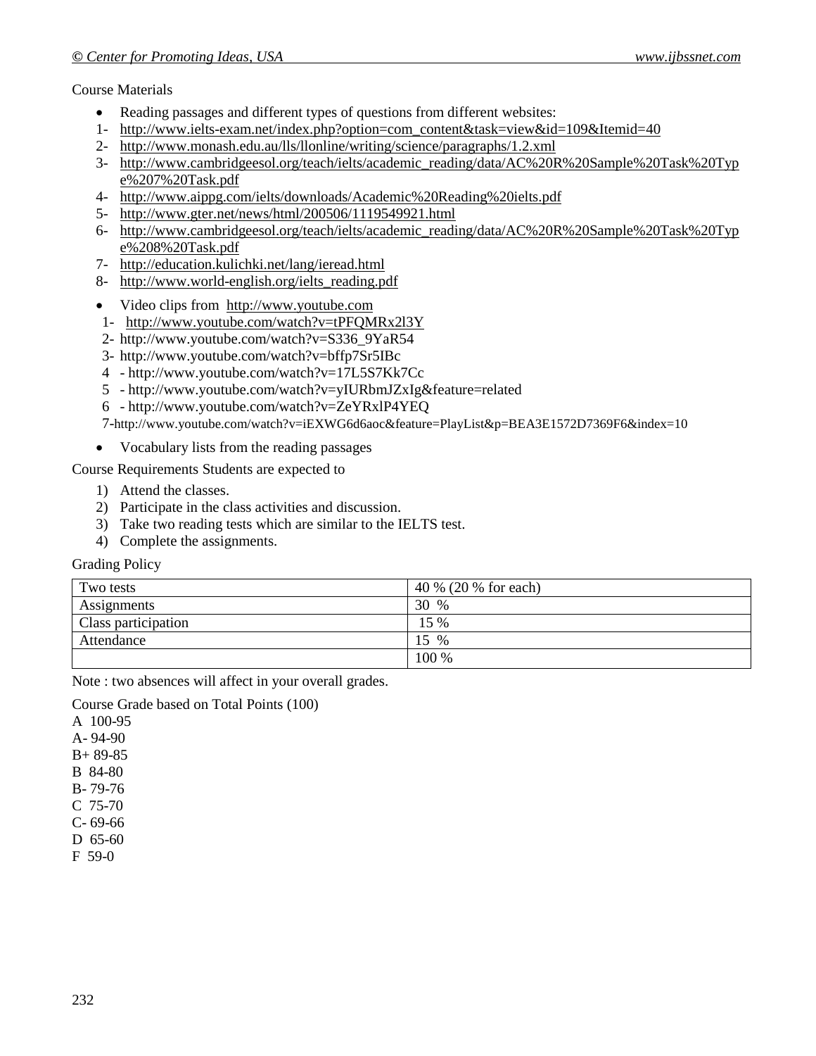Course Materials

- Reading passages and different types of questions from different websites:

1- http://www.ielts-exam.net/index.php?option=com_content&task=view&id=109&Itemid=40
2- http://www.monash.edu.au/lls/llonline/writing/science/paragraphs/1.2.xml
3- http://www.cambridgeesol.org/teach/ielts/academic_reading/data/AC%20R%20Sample%20Task%20Type%207%20Task.pdf
4- http://www.aippg.com/ielts/downloads/Academic%20Reading%20ielts.pdf
5- http://www.gter.net/news/html/200506/1119549921.html
6- http://www.cambridgeesol.org/teach/ielts/academic_reading/data/AC%20R%20Sample%20Task%20Type%208%20Task.pdf
7- http://education.kulichki.net/lang/ieread.html
8- http://www.world-english.org/ielts_reading.pdf

- Video clips from http://www.youtube.com

1- http://www.youtube.com/watch?v=tPFQMRx2l3Y
2- http://www.youtube.com/watch?v=S336_9YaR54
3- http://www.youtube.com/watch?v=bffp7Sr5IBc
4 - http://www.youtube.com/watch?v=17L5S7Kk7Cc
5 - http://www.youtube.com/watch?v=yIURbmJZxIg&feature=related
6 - http://www.youtube.com/watch?v=ZeYRxlP4YEQ
7-http://www.youtube.com/watch?v=iEXWG6d6aoc&feature=PlayList&p=BEA3E1572D7369F6&index=10

- Vocabulary lists from the reading passages

Course Requirements Students are expected to

1) Attend the classes.
2) Participate in the class activities and discussion.
3) Take two reading tests which are similar to the IELTS test.
4) Complete the assignments.

Grading Policy

| Two tests | 40 % (20 % for each) |
|---|---|
| Assignments | 30 % |
| Class participation | 15 % |
| Attendance | 15 % |
| | 100 % |

Note : two absences will affect in your overall grades.

Course Grade based on Total Points (100)

A 100-95
A- 94-90
B+ 89-85
B 84-80
B- 79-76
C 75-70
C- 69-66
D 65-60
F 59-0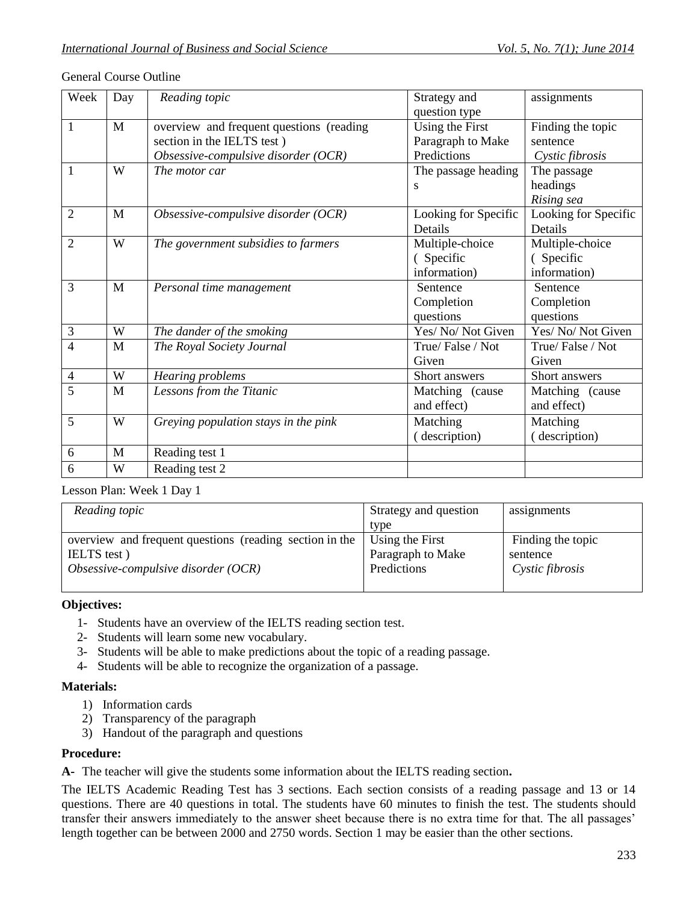General Course Outline

| Week | Day | *Reading topic* | Strategy and question type | assignments |
|---|---|---|---|---|
| 1 | M | overview and frequent questions (reading section in the IELTS test ) *Obsessive-compulsive disorder (OCR)* | Using the First Paragraph to Make Predictions | Finding the topic sentence *Cystic fibrosis* |
| 1 | W | *The motor car* | The passage heading s | The passage headings *Rising sea* |
| 2 | M | *Obsessive-compulsive disorder (OCR)* | Looking for Specific Details | Looking for Specific Details |
| 2 | W | *The government subsidies to farmers* | Multiple-choice ( Specific information) | Multiple-choice ( Specific information) |
| 3 | M | *Personal time management* | Sentence Completion questions | Sentence Completion questions |
| 3 | W | *The dander of the smoking* | Yes/ No/ Not Given | Yes/ No/ Not Given |
| 4 | M | *The Royal Society Journal* | True/ False / Not Given | True/ False / Not Given |
| 4 | W | *Hearing problems* | Short answers | Short answers |
| 5 | M | *Lessons from the Titanic* | Matching (cause and effect) | Matching (cause and effect) |
| 5 | W | *Greying population stays in the pink* | Matching ( description) | Matching ( description) |
| 6 | M | Reading test 1 | | |
| 6 | W | Reading test 2 | | |

Lesson Plan: Week 1 Day 1

| *Reading topic* | Strategy and question type | assignments |
|---|---|---|
| overview and frequent questions (reading section in the IELTS test ) *Obsessive-compulsive disorder (OCR)* | Using the First Paragraph to Make Predictions | Finding the topic sentence *Cystic fibrosis* |

**Objectives:**

1- Students have an overview of the IELTS reading section test.
2- Students will learn some new vocabulary.
3- Students will be able to make predictions about the topic of a reading passage.
4- Students will be able to recognize the organization of a passage.

**Materials:**

1) Information cards
2) Transparency of the paragraph
3) Handout of the paragraph and questions

**Procedure:**

**A-** The teacher will give the students some information about the IELTS reading section**.**

The IELTS Academic Reading Test has 3 sections. Each section consists of a reading passage and 13 or 14 questions. There are 40 questions in total. The students have 60 minutes to finish the test. The students should transfer their answers immediately to the answer sheet because there is no extra time for that. The all passages' length together can be between 2000 and 2750 words. Section 1 may be easier than the other sections.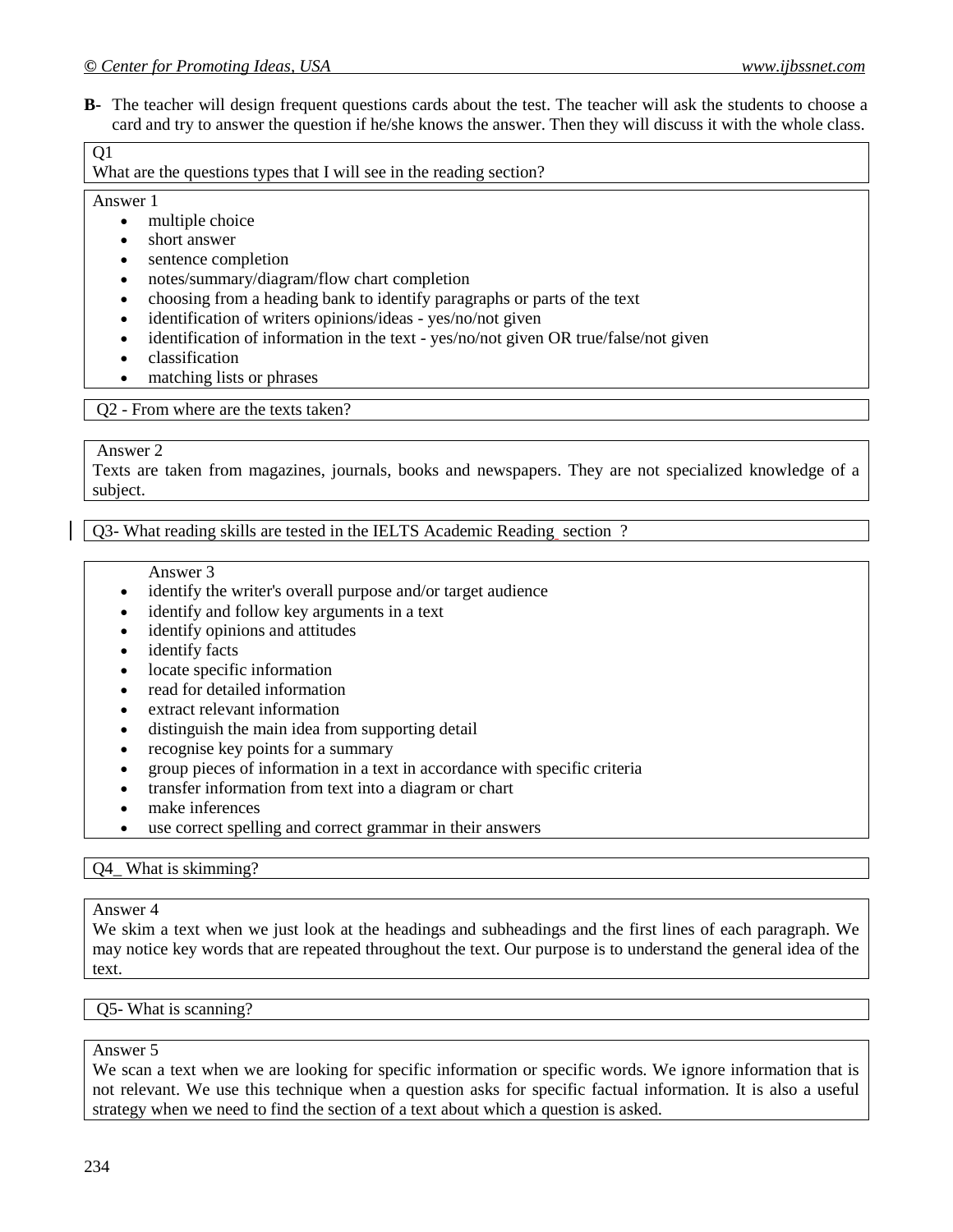**B-** The teacher will design frequent questions cards about the test. The teacher will ask the students to choose a card and try to answer the question if he/she knows the answer. Then they will discuss it with the whole class.

Q1
What are the questions types that I will see in the reading section?

Answer 1

- multiple choice
- short answer
- sentence completion
- notes/summary/diagram/flow chart completion
- choosing from a heading bank to identify paragraphs or parts of the text
- identification of writers opinions/ideas - yes/no/not given
- identification of information in the text - yes/no/not given OR true/false/not given
- classification
- matching lists or phrases

Q2 - From where are the texts taken?

Answer 2
Texts are taken from magazines, journals, books and newspapers. They are not specialized knowledge of a subject.

Q3- What reading skills are tested in the IELTS Academic Reading section ?

Answer 3

- identify the writer's overall purpose and/or target audience
- identify and follow key arguments in a text
- identify opinions and attitudes
- identify facts
- locate specific information
- read for detailed information
- extract relevant information
- distinguish the main idea from supporting detail
- recognise key points for a summary
- group pieces of information in a text in accordance with specific criteria
- transfer information from text into a diagram or chart
- make inferences
- use correct spelling and correct grammar in their answers

Q4_ What is skimming?

Answer 4
We skim a text when we just look at the headings and subheadings and the first lines of each paragraph. We may notice key words that are repeated throughout the text. Our purpose is to understand the general idea of the text.

Q5- What is scanning?

Answer 5
We scan a text when we are looking for specific information or specific words. We ignore information that is not relevant. We use this technique when a question asks for specific factual information. It is also a useful strategy when we need to find the section of a text about which a question is asked.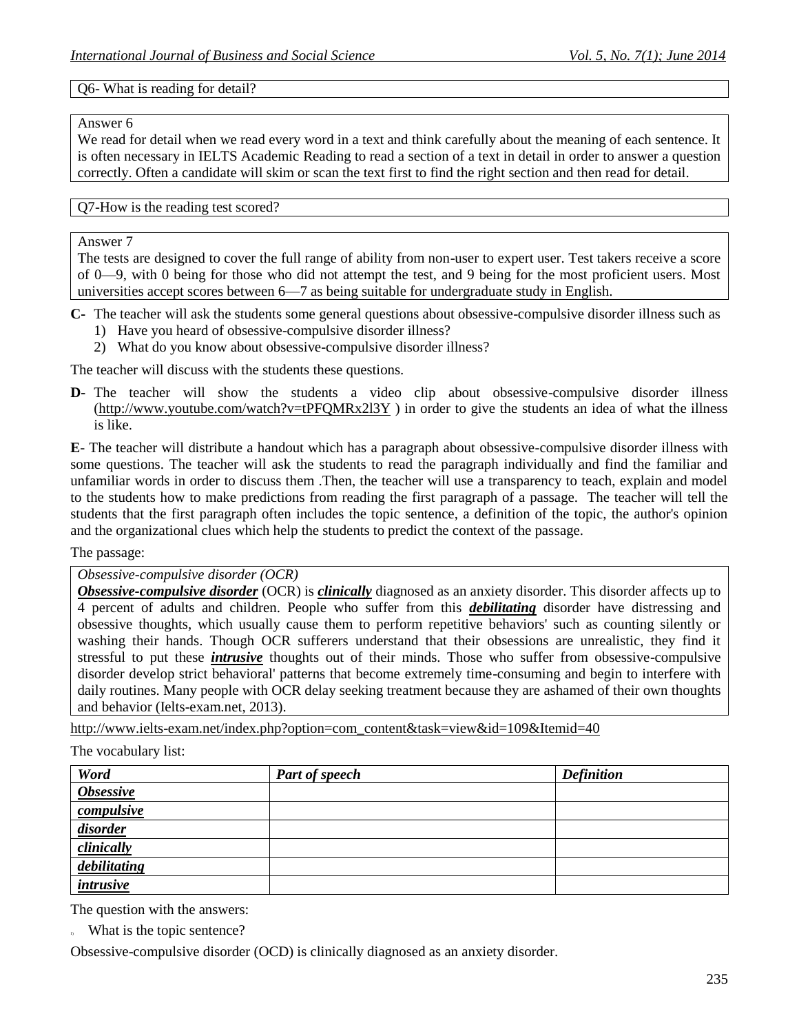| Q6- What is reading for detail? |
| --- |

| Answer 6<br>We read for detail when we read every word in a text and think carefully about the meaning of each sentence. It is often necessary in IELTS Academic Reading to read a section of a text in detail in order to answer a question correctly. Often a candidate will skim or scan the text first to find the right section and then read for detail. |
| --- |

| Q7-How is the reading test scored? |
| --- |

| Answer 7<br>The tests are designed to cover the full range of ability from non-user to expert user. Test takers receive a score of 0—9, with 0 being for those who did not attempt the test, and 9 being for the most proficient users. Most universities accept scores between 6—7 as being suitable for undergraduate study in English. |
| --- |

**C-** The teacher will ask the students some general questions about obsessive-compulsive disorder illness such as

1) Have you heard of obsessive-compulsive disorder illness?
2) What do you know about obsessive-compulsive disorder illness?

The teacher will discuss with the students these questions.

**D-** The teacher will show the students a video clip about obsessive-compulsive disorder illness (http://www.youtube.com/watch?v=tPFQMRx2l3Y ) in order to give the students an idea of what the illness is like.

**E**- The teacher will distribute a handout which has a paragraph about obsessive-compulsive disorder illness with some questions. The teacher will ask the students to read the paragraph individually and find the familiar and unfamiliar words in order to discuss them .Then, the teacher will use a transparency to teach, explain and model to the students how to make predictions from reading the first paragraph of a passage. The teacher will tell the students that the first paragraph often includes the topic sentence, a definition of the topic, the author's opinion and the organizational clues which help the students to predict the context of the passage.

The passage:

| *Obsessive-compulsive disorder (OCR)*<br>***Obsessive-compulsive disorder*** (OCR) is ***clinically*** diagnosed as an anxiety disorder. This disorder affects up to 4 percent of adults and children. People who suffer from this ***debilitating*** disorder have distressing and obsessive thoughts, which usually cause them to perform repetitive behaviors' such as counting silently or washing their hands. Though OCR sufferers understand that their obsessions are unrealistic, they find it stressful to put these ***intrusive*** thoughts out of their minds. Those who suffer from obsessive-compulsive disorder develop strict behavioral' patterns that become extremely time-consuming and begin to interfere with daily routines. Many people with OCR delay seeking treatment because they are ashamed of their own thoughts and behavior (Ielts-exam.net, 2013). |
| --- |

http://www.ielts-exam.net/index.php?option=com_content&task=view&id=109&Itemid=40

The vocabulary list:

| *Word* | *Part of speech* | *Definition* |
| --- | --- | --- |
| ***Obsessive*** | | |
| ***compulsive*** | | |
| ***disorder*** | | |
| ***clinically*** | | |
| ***debilitating*** | | |
| ***intrusive*** | | |

The question with the answers:

1) What is the topic sentence?

Obsessive-compulsive disorder (OCD) is clinically diagnosed as an anxiety disorder.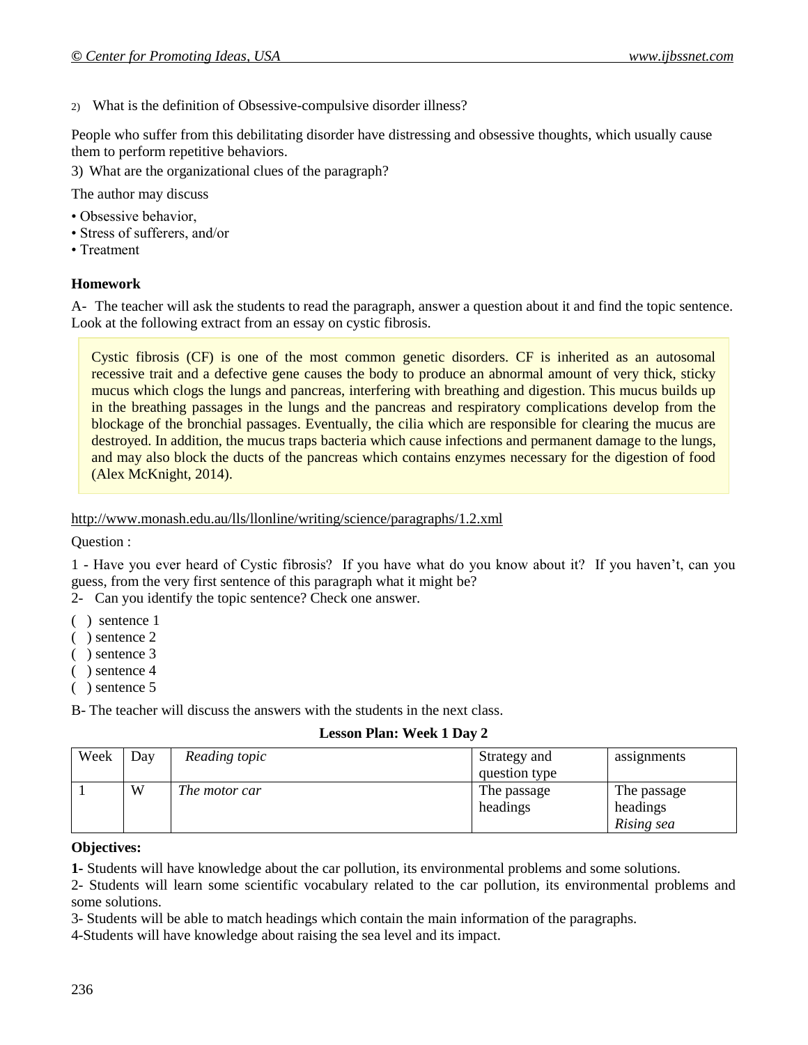2) What is the definition of Obsessive-compulsive disorder illness?

People who suffer from this debilitating disorder have distressing and obsessive thoughts, which usually cause them to perform repetitive behaviors.

3) What are the organizational clues of the paragraph?

The author may discuss

- Obsessive behavior,
- Stress of sufferers, and/or
- Treatment

**Homework**

A- The teacher will ask the students to read the paragraph, answer a question about it and find the topic sentence. Look at the following extract from an essay on cystic fibrosis.

> Cystic fibrosis (CF) is one of the most common genetic disorders. CF is inherited as an autosomal recessive trait and a defective gene causes the body to produce an abnormal amount of very thick, sticky mucus which clogs the lungs and pancreas, interfering with breathing and digestion. This mucus builds up in the breathing passages in the lungs and the pancreas and respiratory complications develop from the blockage of the bronchial passages. Eventually, the cilia which are responsible for clearing the mucus are destroyed. In addition, the mucus traps bacteria which cause infections and permanent damage to the lungs, and may also block the ducts of the pancreas which contains enzymes necessary for the digestion of food (Alex McKnight, 2014).

http://www.monash.edu.au/lls/llonline/writing/science/paragraphs/1.2.xml

Question :

1 - Have you ever heard of Cystic fibrosis? If you have what do you know about it? If you haven't, can you guess, from the very first sentence of this paragraph what it might be?

2- Can you identify the topic sentence? Check one answer.

( ) sentence 1
( ) sentence 2
( ) sentence 3
( ) sentence 4
( ) sentence 5

B- The teacher will discuss the answers with the students in the next class.

**Lesson Plan: Week 1 Day 2**

| Week | Day | *Reading topic* | Strategy and question type | assignments |
|---|---|---|---|---|
| 1 | W | *The motor car* | The passage headings | The passage headings *Rising sea* |

**Objectives:**

**1**- Students will have knowledge about the car pollution, its environmental problems and some solutions.

2- Students will learn some scientific vocabulary related to the car pollution, its environmental problems and some solutions.

3- Students will be able to match headings which contain the main information of the paragraphs.

4-Students will have knowledge about raising the sea level and its impact.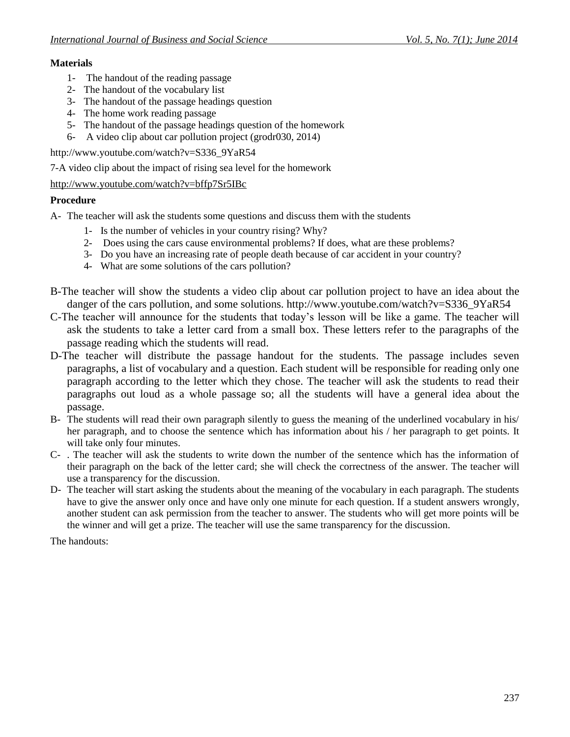**Materials**

1- The handout of the reading passage
2- The handout of the vocabulary list
3- The handout of the passage headings question
4- The home work reading passage
5- The handout of the passage headings question of the homework
6- A video clip about car pollution project (grodr030, 2014)

http://www.youtube.com/watch?v=S336_9YaR54

7-A video clip about the impact of rising sea level for the homework

http://www.youtube.com/watch?v=bffp7Sr5IBc

**Procedure**

A- The teacher will ask the students some questions and discuss them with the students

1- Is the number of vehicles in your country rising? Why?
2- Does using the cars cause environmental problems? If does, what are these problems?
3- Do you have an increasing rate of people death because of car accident in your country?
4- What are some solutions of the cars pollution?

B-The teacher will show the students a video clip about car pollution project to have an idea about the danger of the cars pollution, and some solutions. http://www.youtube.com/watch?v=S336_9YaR54

C-The teacher will announce for the students that today's lesson will be like a game. The teacher will ask the students to take a letter card from a small box. These letters refer to the paragraphs of the passage reading which the students will read.

D-The teacher will distribute the passage handout for the students. The passage includes seven paragraphs, a list of vocabulary and a question. Each student will be responsible for reading only one paragraph according to the letter which they chose. The teacher will ask the students to read their paragraphs out loud as a whole passage so; all the students will have a general idea about the passage.

B- The students will read their own paragraph silently to guess the meaning of the underlined vocabulary in his/ her paragraph, and to choose the sentence which has information about his / her paragraph to get points. It will take only four minutes.

C- . The teacher will ask the students to write down the number of the sentence which has the information of their paragraph on the back of the letter card; she will check the correctness of the answer. The teacher will use a transparency for the discussion.

D- The teacher will start asking the students about the meaning of the vocabulary in each paragraph. The students have to give the answer only once and have only one minute for each question. If a student answers wrongly, another student can ask permission from the teacher to answer. The students who will get more points will be the winner and will get a prize. The teacher will use the same transparency for the discussion.

The handouts: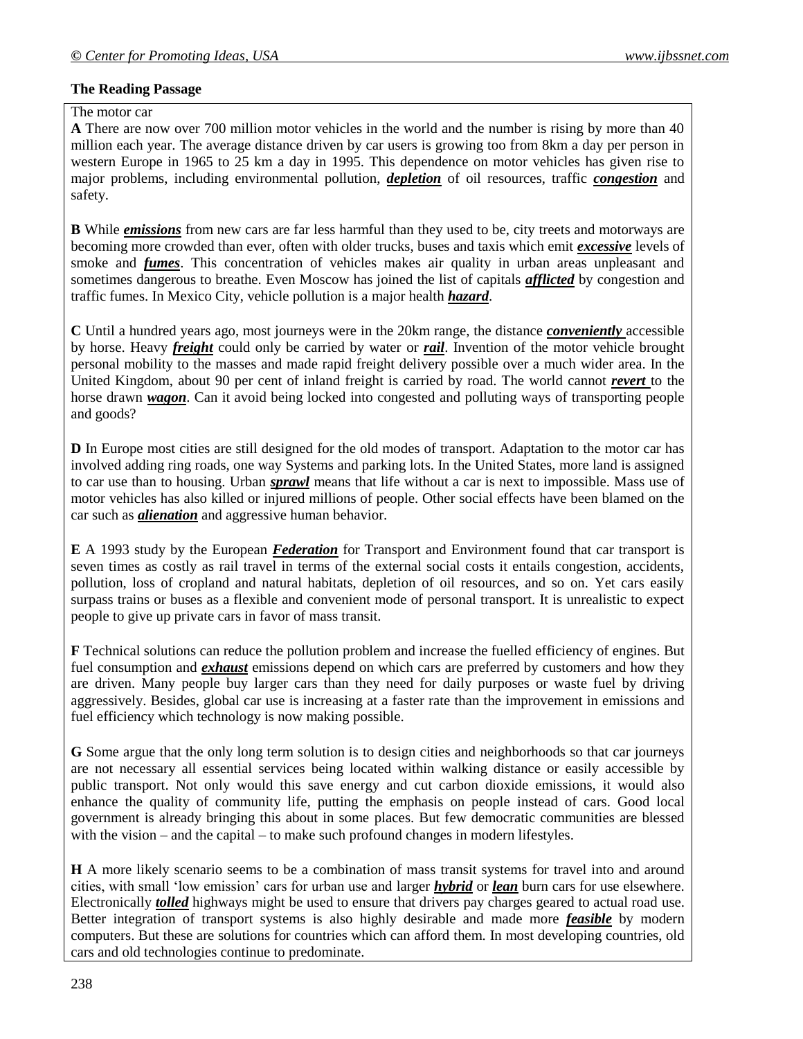**The Reading Passage**

The motor car

**A** There are now over 700 million motor vehicles in the world and the number is rising by more than 40 million each year. The average distance driven by car users is growing too from 8km a day per person in western Europe in 1965 to 25 km a day in 1995. This dependence on motor vehicles has given rise to major problems, including environmental pollution, ***depletion*** of oil resources, traffic ***congestion*** and safety.

**B** While ***emissions*** from new cars are far less harmful than they used to be, city treets and motorways are becoming more crowded than ever, often with older trucks, buses and taxis which emit ***excessive*** levels of smoke and ***fumes***. This concentration of vehicles makes air quality in urban areas unpleasant and sometimes dangerous to breathe. Even Moscow has joined the list of capitals ***afflicted*** by congestion and traffic fumes. In Mexico City, vehicle pollution is a major health ***hazard***.

**C** Until a hundred years ago, most journeys were in the 20km range, the distance ***conveniently*** accessible by horse. Heavy ***freight*** could only be carried by water or ***rail***. Invention of the motor vehicle brought personal mobility to the masses and made rapid freight delivery possible over a much wider area. In the United Kingdom, about 90 per cent of inland freight is carried by road. The world cannot ***revert*** to the horse drawn ***wagon***. Can it avoid being locked into congested and polluting ways of transporting people and goods?

**D** In Europe most cities are still designed for the old modes of transport. Adaptation to the motor car has involved adding ring roads, one way Systems and parking lots. In the United States, more land is assigned to car use than to housing. Urban ***sprawl*** means that life without a car is next to impossible. Mass use of motor vehicles has also killed or injured millions of people. Other social effects have been blamed on the car such as ***alienation*** and aggressive human behavior.

**E** A 1993 study by the European ***Federation*** for Transport and Environment found that car transport is seven times as costly as rail travel in terms of the external social costs it entails congestion, accidents, pollution, loss of cropland and natural habitats, depletion of oil resources, and so on. Yet cars easily surpass trains or buses as a flexible and convenient mode of personal transport. It is unrealistic to expect people to give up private cars in favor of mass transit.

**F** Technical solutions can reduce the pollution problem and increase the fuelled efficiency of engines. But fuel consumption and ***exhaust*** emissions depend on which cars are preferred by customers and how they are driven. Many people buy larger cars than they need for daily purposes or waste fuel by driving aggressively. Besides, global car use is increasing at a faster rate than the improvement in emissions and fuel efficiency which technology is now making possible.

**G** Some argue that the only long term solution is to design cities and neighborhoods so that car journeys are not necessary all essential services being located within walking distance or easily accessible by public transport. Not only would this save energy and cut carbon dioxide emissions, it would also enhance the quality of community life, putting the emphasis on people instead of cars. Good local government is already bringing this about in some places. But few democratic communities are blessed with the vision – and the capital – to make such profound changes in modern lifestyles.

**H** A more likely scenario seems to be a combination of mass transit systems for travel into and around cities, with small 'low emission' cars for urban use and larger ***hybrid*** or ***lean*** burn cars for use elsewhere. Electronically ***tolled*** highways might be used to ensure that drivers pay charges geared to actual road use. Better integration of transport systems is also highly desirable and made more ***feasible*** by modern computers. But these are solutions for countries which can afford them. In most developing countries, old cars and old technologies continue to predominate.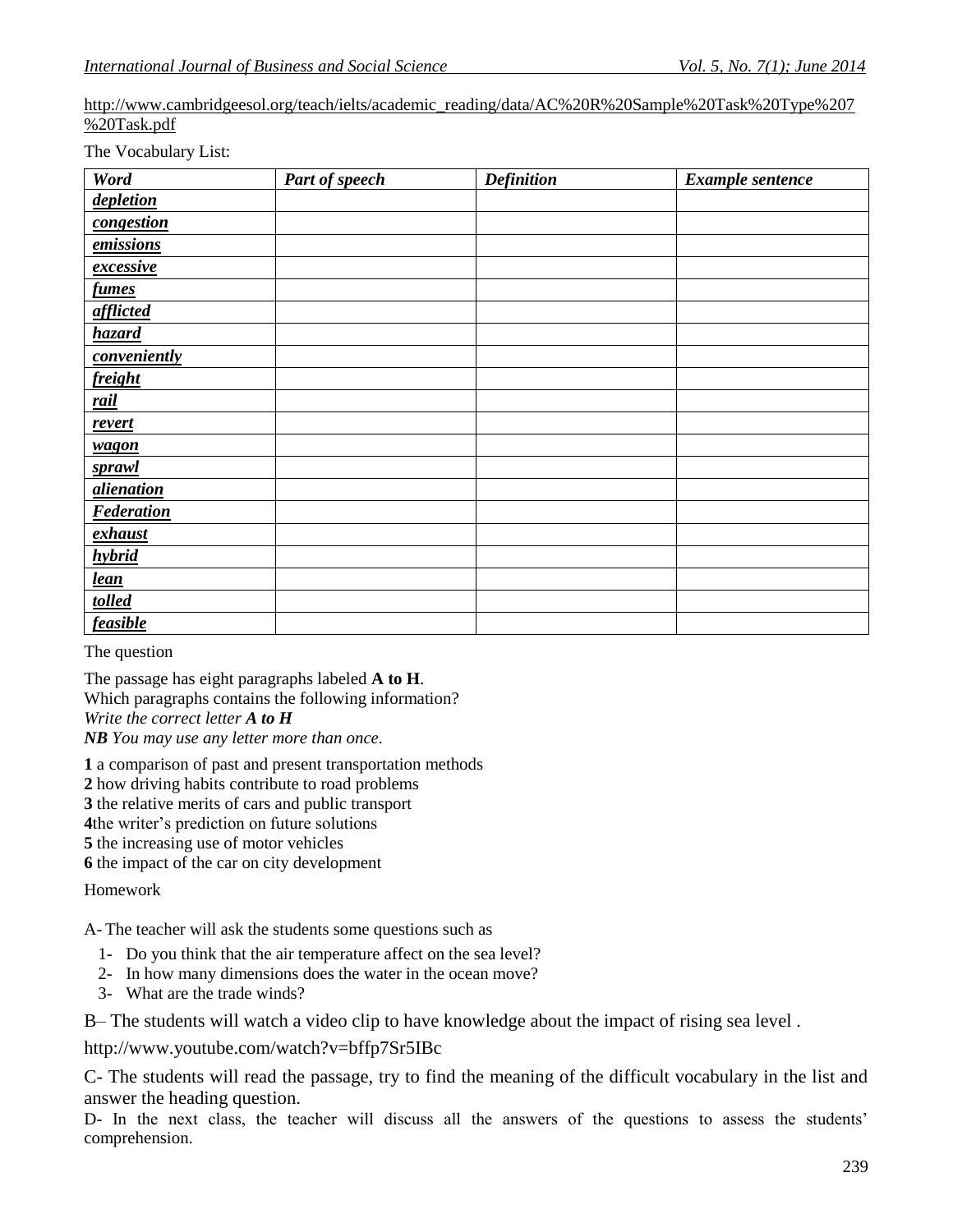http://www.cambridgeesol.org/teach/ielts/academic_reading/data/AC%20R%20Sample%20Task%20Type%207%20Task.pdf

The Vocabulary List:

| ***Word*** | ***Part of speech*** | ***Definition*** | ***Example sentence*** |
|---|---|---|---|
| ***depletion*** | | | |
| ***congestion*** | | | |
| ***emissions*** | | | |
| ***excessive*** | | | |
| ***fumes*** | | | |
| ***afflicted*** | | | |
| ***hazard*** | | | |
| ***conveniently*** | | | |
| ***freight*** | | | |
| ***rail*** | | | |
| ***revert*** | | | |
| ***wagon*** | | | |
| ***sprawl*** | | | |
| ***alienation*** | | | |
| ***Federation*** | | | |
| ***exhaust*** | | | |
| ***hybrid*** | | | |
| ***lean*** | | | |
| ***tolled*** | | | |
| ***feasible*** | | | |

The question

The passage has eight paragraphs labeled **A to H**.
Which paragraphs contains the following information?
*Write the correct letter **A to H***
***NB** You may use any letter more than once.*

**1** a comparison of past and present transportation methods
**2** how driving habits contribute to road problems
**3** the relative merits of cars and public transport
**4**the writer's prediction on future solutions
**5** the increasing use of motor vehicles
**6** the impact of the car on city development

Homework

A- The teacher will ask the students some questions such as

1- Do you think that the air temperature affect on the sea level?
2- In how many dimensions does the water in the ocean move?
3- What are the trade winds?

B– The students will watch a video clip to have knowledge about the impact of rising sea level .

http://www.youtube.com/watch?v=bffp7Sr5IBc

C- The students will read the passage, try to find the meaning of the difficult vocabulary in the list and answer the heading question.

D- In the next class, the teacher will discuss all the answers of the questions to assess the students' comprehension.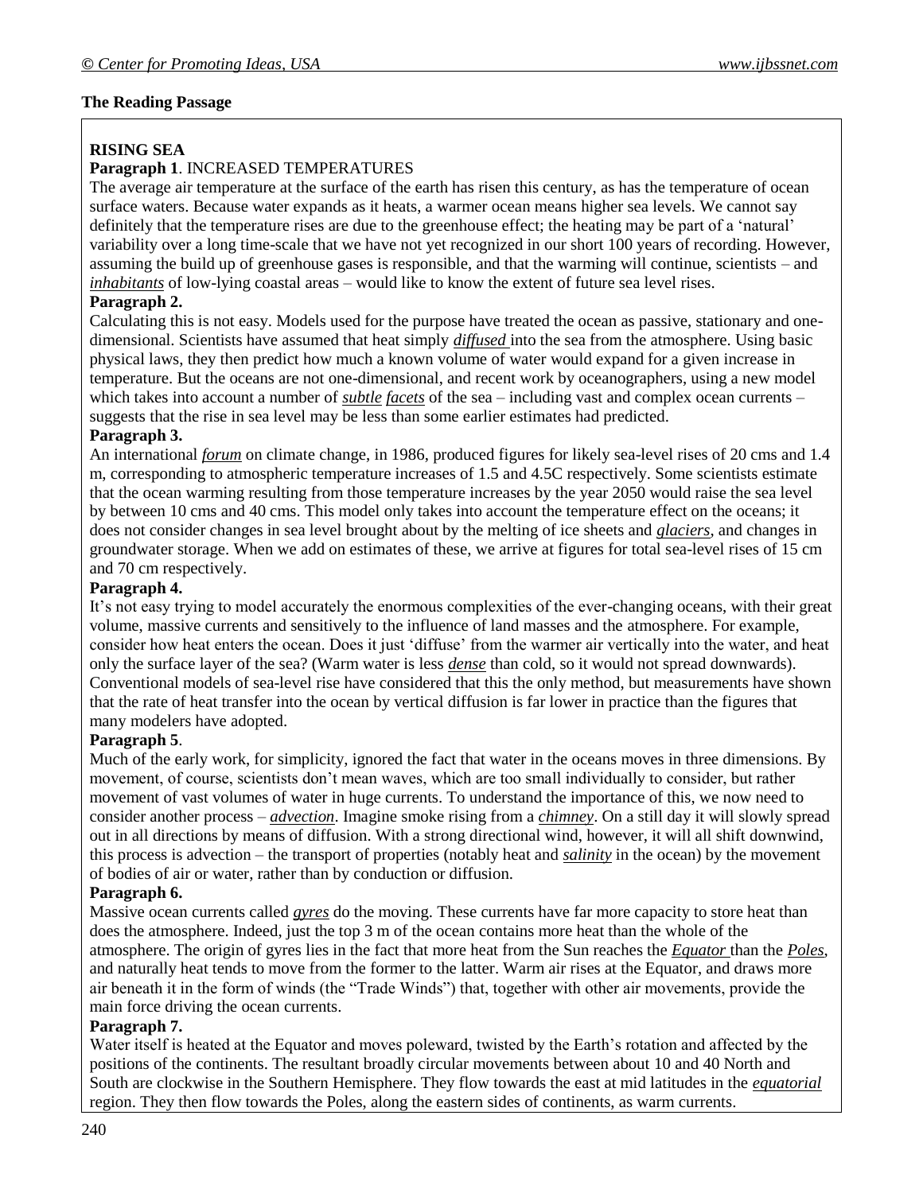**The Reading Passage**

**RISING SEA**

**Paragraph 1**. INCREASED TEMPERATURES

The average air temperature at the surface of the earth has risen this century, as has the temperature of ocean surface waters. Because water expands as it heats, a warmer ocean means higher sea levels. We cannot say definitely that the temperature rises are due to the greenhouse effect; the heating may be part of a 'natural' variability over a long time-scale that we have not yet recognized in our short 100 years of recording. However, assuming the build up of greenhouse gases is responsible, and that the warming will continue, scientists – and ***inhabitants*** of low-lying coastal areas – would like to know the extent of future sea level rises.

**Paragraph 2.**

Calculating this is not easy. Models used for the purpose have treated the ocean as passive, stationary and one-dimensional. Scientists have assumed that heat simply ***diffused*** into the sea from the atmosphere. Using basic physical laws, they then predict how much a known volume of water would expand for a given increase in temperature. But the oceans are not one-dimensional, and recent work by oceanographers, using a new model which takes into account a number of ***subtle*** ***facets*** of the sea – including vast and complex ocean currents – suggests that the rise in sea level may be less than some earlier estimates had predicted.

**Paragraph 3.**

An international ***forum*** on climate change, in 1986, produced figures for likely sea-level rises of 20 cms and 1.4 m, corresponding to atmospheric temperature increases of 1.5 and 4.5C respectively. Some scientists estimate that the ocean warming resulting from those temperature increases by the year 2050 would raise the sea level by between 10 cms and 40 cms. This model only takes into account the temperature effect on the oceans; it does not consider changes in sea level brought about by the melting of ice sheets and ***glaciers***, and changes in groundwater storage. When we add on estimates of these, we arrive at figures for total sea-level rises of 15 cm and 70 cm respectively.

**Paragraph 4.**

It's not easy trying to model accurately the enormous complexities of the ever-changing oceans, with their great volume, massive currents and sensitively to the influence of land masses and the atmosphere. For example, consider how heat enters the ocean. Does it just 'diffuse' from the warmer air vertically into the water, and heat only the surface layer of the sea? (Warm water is less ***dense*** than cold, so it would not spread downwards). Conventional models of sea-level rise have considered that this the only method, but measurements have shown that the rate of heat transfer into the ocean by vertical diffusion is far lower in practice than the figures that many modelers have adopted.

**Paragraph 5**.

Much of the early work, for simplicity, ignored the fact that water in the oceans moves in three dimensions. By movement, of course, scientists don't mean waves, which are too small individually to consider, but rather movement of vast volumes of water in huge currents. To understand the importance of this, we now need to consider another process – ***advection***. Imagine smoke rising from a ***chimney***. On a still day it will slowly spread out in all directions by means of diffusion. With a strong directional wind, however, it will all shift downwind, this process is advection – the transport of properties (notably heat and ***salinity*** in the ocean) by the movement of bodies of air or water, rather than by conduction or diffusion.

**Paragraph 6.**

Massive ocean currents called ***gyres*** do the moving. These currents have far more capacity to store heat than does the atmosphere. Indeed, just the top 3 m of the ocean contains more heat than the whole of the atmosphere. The origin of gyres lies in the fact that more heat from the Sun reaches the ***Equator*** than the ***Poles***, and naturally heat tends to move from the former to the latter. Warm air rises at the Equator, and draws more air beneath it in the form of winds (the "Trade Winds") that, together with other air movements, provide the main force driving the ocean currents.

**Paragraph 7.**

Water itself is heated at the Equator and moves poleward, twisted by the Earth's rotation and affected by the positions of the continents. The resultant broadly circular movements between about 10 and 40 North and South are clockwise in the Southern Hemisphere. They flow towards the east at mid latitudes in the ***equatorial*** region. They then flow towards the Poles, along the eastern sides of continents, as warm currents.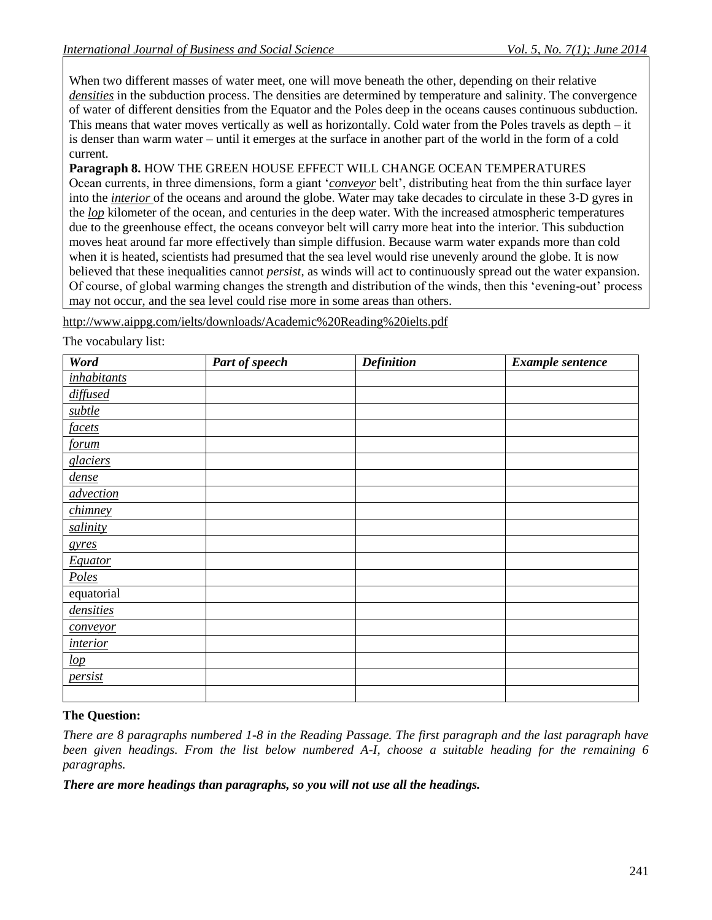When two different masses of water meet, one will move beneath the other, depending on their relative *densities* in the subduction process. The densities are determined by temperature and salinity. The convergence of water of different densities from the Equator and the Poles deep in the oceans causes continuous subduction. This means that water moves vertically as well as horizontally. Cold water from the Poles travels as depth – it is denser than warm water – until it emerges at the surface in another part of the world in the form of a cold current.

**Paragraph 8.** HOW THE GREEN HOUSE EFFECT WILL CHANGE OCEAN TEMPERATURES
Ocean currents, in three dimensions, form a giant '*conveyor* belt', distributing heat from the thin surface layer into the *interior* of the oceans and around the globe. Water may take decades to circulate in these 3-D gyres in the *lop* kilometer of the ocean, and centuries in the deep water. With the increased atmospheric temperatures due to the greenhouse effect, the oceans conveyor belt will carry more heat into the interior. This subduction moves heat around far more effectively than simple diffusion. Because warm water expands more than cold when it is heated, scientists had presumed that the sea level would rise unevenly around the globe. It is now believed that these inequalities cannot *persist*, as winds will act to continuously spread out the water expansion. Of course, of global warming changes the strength and distribution of the winds, then this 'evening-out' process may not occur, and the sea level could rise more in some areas than others.

http://www.aippg.com/ielts/downloads/Academic%20Reading%20ielts.pdf

The vocabulary list:

| ***Word*** | ***Part of speech*** | ***Definition*** | ***Example sentence*** |
| --- | --- | --- | --- |
| *inhabitants* | | | |
| *diffused* | | | |
| *subtle* | | | |
| *facets* | | | |
| *forum* | | | |
| *glaciers* | | | |
| *dense* | | | |
| *advection* | | | |
| *chimney* | | | |
| *salinity* | | | |
| *gyres* | | | |
| *Equator* | | | |
| *Poles* | | | |
| equatorial | | | |
| *densities* | | | |
| *conveyor* | | | |
| *interior* | | | |
| *lop* | | | |
| *persist* | | | |
| | | | |

**The Question:**

*There are 8 paragraphs numbered 1-8 in the Reading Passage. The first paragraph and the last paragraph have been given headings. From the list below numbered A-I, choose a suitable heading for the remaining 6 paragraphs.*

***There are more headings than paragraphs, so you will not use all the headings.***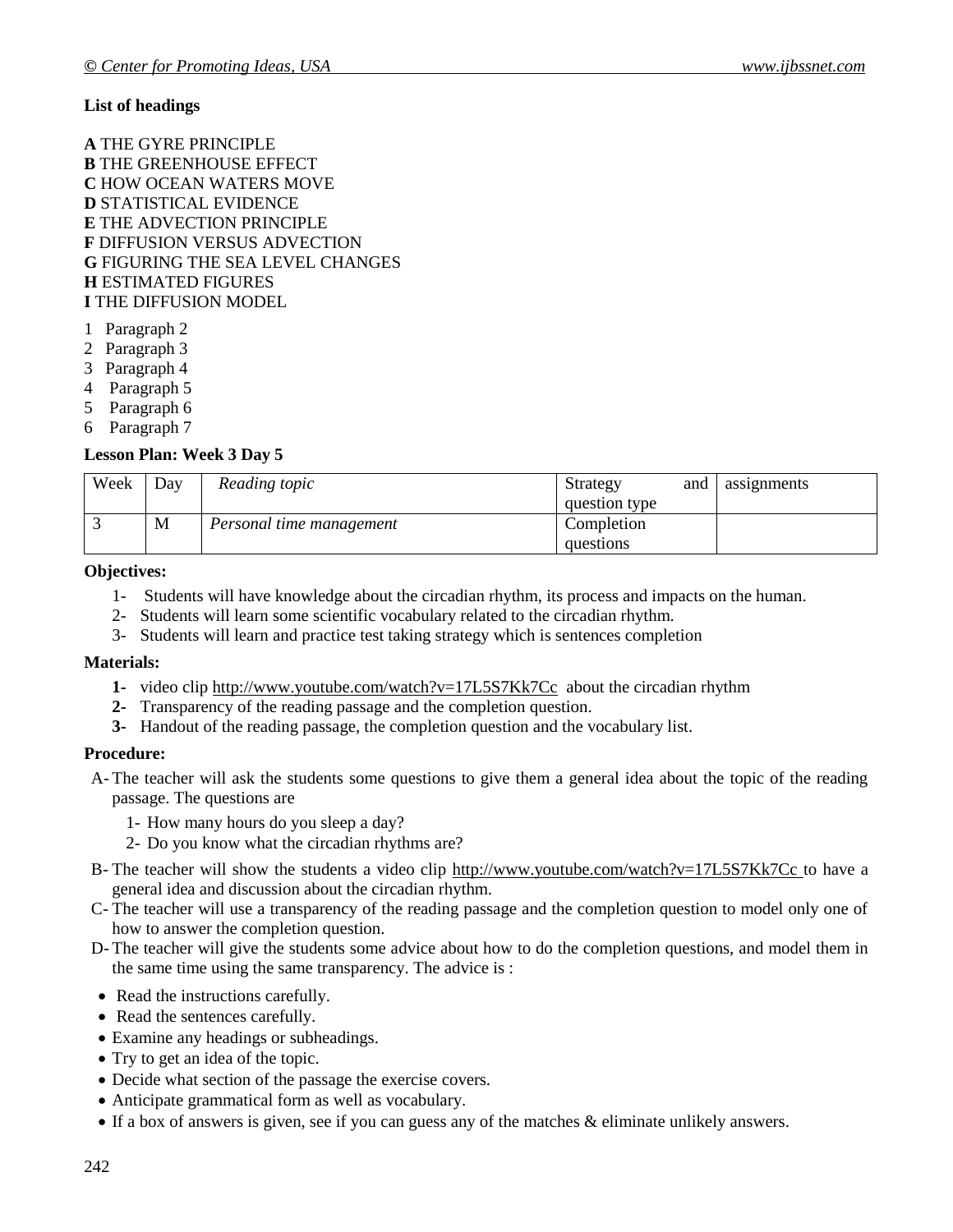**List of headings**

**A** THE GYRE PRINCIPLE  
**B** THE GREENHOUSE EFFECT  
**C** HOW OCEAN WATERS MOVE  
**D** STATISTICAL EVIDENCE  
**E** THE ADVECTION PRINCIPLE  
**F** DIFFUSION VERSUS ADVECTION  
**G** FIGURING THE SEA LEVEL CHANGES  
**H** ESTIMATED FIGURES  
**I** THE DIFFUSION MODEL

1 Paragraph 2  
2 Paragraph 3  
3 Paragraph 4  
4 Paragraph 5  
5 Paragraph 6  
6 Paragraph 7

**Lesson Plan: Week 3 Day 5**

| Week | Day | *Reading topic* | Strategy and question type | assignments |
|---|---|---|---|---|
| 3 | M | *Personal time management* | Completion questions | |

**Objectives:**

1- Students will have knowledge about the circadian rhythm, its process and impacts on the human.  
2- Students will learn some scientific vocabulary related to the circadian rhythm.  
3- Students will learn and practice test taking strategy which is sentences completion

**Materials:**

**1-** video clip http://www.youtube.com/watch?v=17L5S7Kk7Cc about the circadian rhythm  
**2-** Transparency of the reading passage and the completion question.  
**3-** Handout of the reading passage, the completion question and the vocabulary list.

**Procedure:**

A- The teacher will ask the students some questions to give them a general idea about the topic of the reading passage. The questions are

1- How many hours do you sleep a day?  
2- Do you know what the circadian rhythms are?

B- The teacher will show the students a video clip http://www.youtube.com/watch?v=17L5S7Kk7Cc to have a general idea and discussion about the circadian rhythm.

C- The teacher will use a transparency of the reading passage and the completion question to model only one of how to answer the completion question.

D- The teacher will give the students some advice about how to do the completion questions, and model them in the same time using the same transparency. The advice is :

- Read the instructions carefully.
- Read the sentences carefully.
- Examine any headings or subheadings.
- Try to get an idea of the topic.
- Decide what section of the passage the exercise covers.
- Anticipate grammatical form as well as vocabulary.
- If a box of answers is given, see if you can guess any of the matches & eliminate unlikely answers.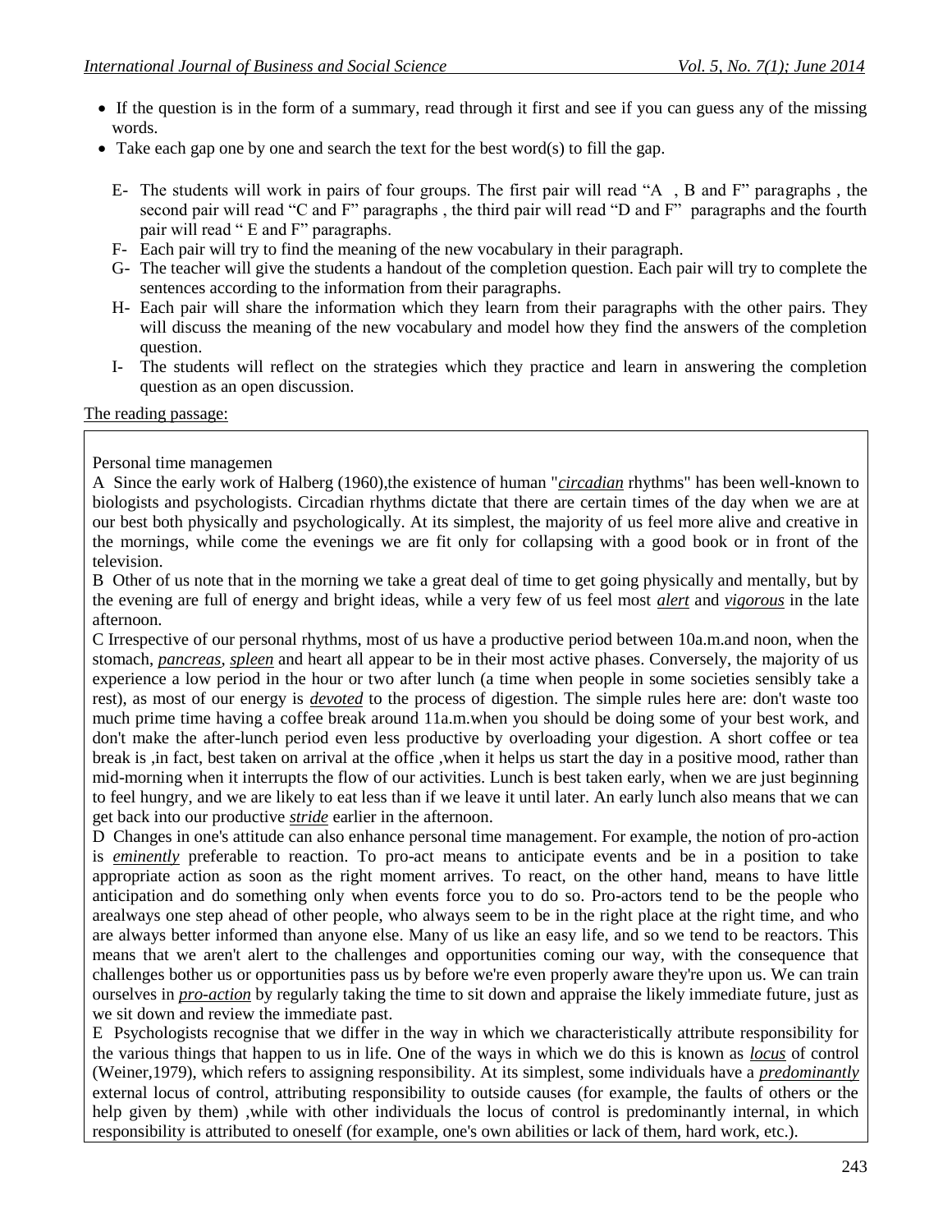- If the question is in the form of a summary, read through it first and see if you can guess any of the missing words.
- Take each gap one by one and search the text for the best word(s) to fill the gap.

E- The students will work in pairs of four groups. The first pair will read "A , B and F" paragraphs , the second pair will read "C and F" paragraphs , the third pair will read "D and F" paragraphs and the fourth pair will read " E and F" paragraphs.

F- Each pair will try to find the meaning of the new vocabulary in their paragraph.

G- The teacher will give the students a handout of the completion question. Each pair will try to complete the sentences according to the information from their paragraphs.

H- Each pair will share the information which they learn from their paragraphs with the other pairs. They will discuss the meaning of the new vocabulary and model how they find the answers of the completion question.

I- The students will reflect on the strategies which they practice and learn in answering the completion question as an open discussion.

The reading passage:

Personal time managemen

A Since the early work of Halberg (1960),the existence of human "*circadian* rhythms" has been well-known to biologists and psychologists. Circadian rhythms dictate that there are certain times of the day when we are at our best both physically and psychologically. At its simplest, the majority of us feel more alive and creative in the mornings, while come the evenings we are fit only for collapsing with a good book or in front of the television.

B Other of us note that in the morning we take a great deal of time to get going physically and mentally, but by the evening are full of energy and bright ideas, while a very few of us feel most *alert* and *vigorous* in the late afternoon.

C Irrespective of our personal rhythms, most of us have a productive period between 10a.m.and noon, when the stomach, *pancreas*, *spleen* and heart all appear to be in their most active phases. Conversely, the majority of us experience a low period in the hour or two after lunch (a time when people in some societies sensibly take a rest), as most of our energy is *devoted* to the process of digestion. The simple rules here are: don't waste too much prime time having a coffee break around 11a.m.when you should be doing some of your best work, and don't make the after-lunch period even less productive by overloading your digestion. A short coffee or tea break is ,in fact, best taken on arrival at the office ,when it helps us start the day in a positive mood, rather than mid-morning when it interrupts the flow of our activities. Lunch is best taken early, when we are just beginning to feel hungry, and we are likely to eat less than if we leave it until later. An early lunch also means that we can get back into our productive *stride* earlier in the afternoon.

D Changes in one's attitude can also enhance personal time management. For example, the notion of pro-action is *eminently* preferable to reaction. To pro-act means to anticipate events and be in a position to take appropriate action as soon as the right moment arrives. To react, on the other hand, means to have little anticipation and do something only when events force you to do so. Pro-actors tend to be the people who arealways one step ahead of other people, who always seem to be in the right place at the right time, and who are always better informed than anyone else. Many of us like an easy life, and so we tend to be reactors. This means that we aren't alert to the challenges and opportunities coming our way, with the consequence that challenges bother us or opportunities pass us by before we're even properly aware they're upon us. We can train ourselves in *pro-action* by regularly taking the time to sit down and appraise the likely immediate future, just as we sit down and review the immediate past.

E Psychologists recognise that we differ in the way in which we characteristically attribute responsibility for the various things that happen to us in life. One of the ways in which we do this is known as *locus* of control (Weiner,1979), which refers to assigning responsibility. At its simplest, some individuals have a *predominantly* external locus of control, attributing responsibility to outside causes (for example, the faults of others or the help given by them) ,while with other individuals the locus of control is predominantly internal, in which responsibility is attributed to oneself (for example, one's own abilities or lack of them, hard work, etc.).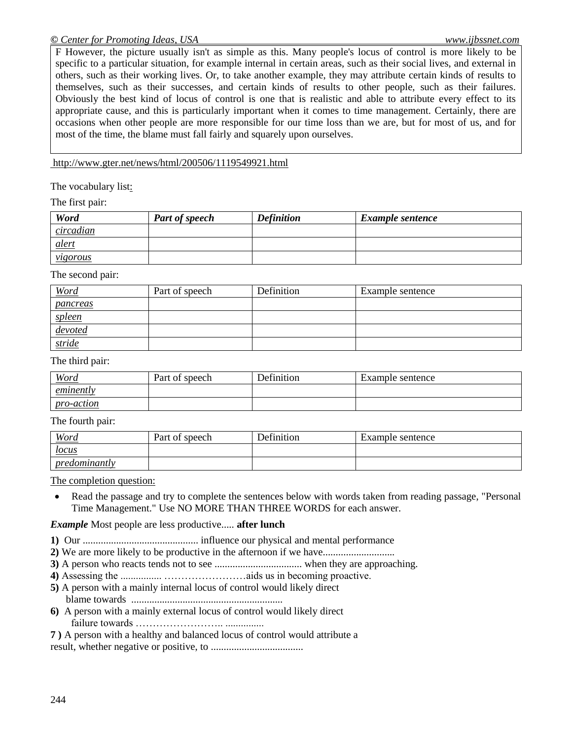F However, the picture usually isn't as simple as this. Many people's locus of control is more likely to be specific to a particular situation, for example internal in certain areas, such as their social lives, and external in others, such as their working lives. Or, to take another example, they may attribute certain kinds of results to themselves, such as their successes, and certain kinds of results to other people, such as their failures. Obviously the best kind of locus of control is one that is realistic and able to attribute every effect to its appropriate cause, and this is particularly important when it comes to time management. Certainly, there are occasions when other people are more responsible for our time loss than we are, but for most of us, and for most of the time, the blame must fall fairly and squarely upon ourselves.

http://www.gter.net/news/html/200506/1119549921.html

The vocabulary list:

The first pair:

| ***Word*** | ***Part of speech*** | ***Definition*** | ***Example sentence*** |
|---|---|---|---|
| *circadian* | | | |
| *alert* | | | |
| *vigorous* | | | |

The second pair:

| *Word* | Part of speech | Definition | Example sentence |
|---|---|---|---|
| *pancreas* | | | |
| *spleen* | | | |
| *devoted* | | | |
| *stride* | | | |

The third pair:

| *Word* | Part of speech | Definition | Example sentence |
|---|---|---|---|
| *eminently* | | | |
| *pro-action* | | | |

The fourth pair:

| *Word* | Part of speech | Definition | Example sentence |
|---|---|---|---|
| *locus* | | | |
| *predominantly* | | | |

The completion question:

- Read the passage and try to complete the sentences below with words taken from reading passage, "Personal Time Management." Use NO MORE THAN THREE WORDS for each answer.

***Example*** Most people are less productive..... **after lunch**

**1)** Our ............................................ influence our physical and mental performance

**2)** We are more likely to be productive in the afternoon if we have............................

**3)** A person who reacts tends not to see .................................. when they are approaching.

**4)** Assessing the ................ ……………………aids us in becoming proactive.

**5)** A person with a mainly internal locus of control would likely direct blame towards ...........................................................

**6)** A person with a mainly external locus of control would likely direct failure towards …………………….. ..............

**7 )** A person with a healthy and balanced locus of control would attribute a result, whether negative or positive, to ....................................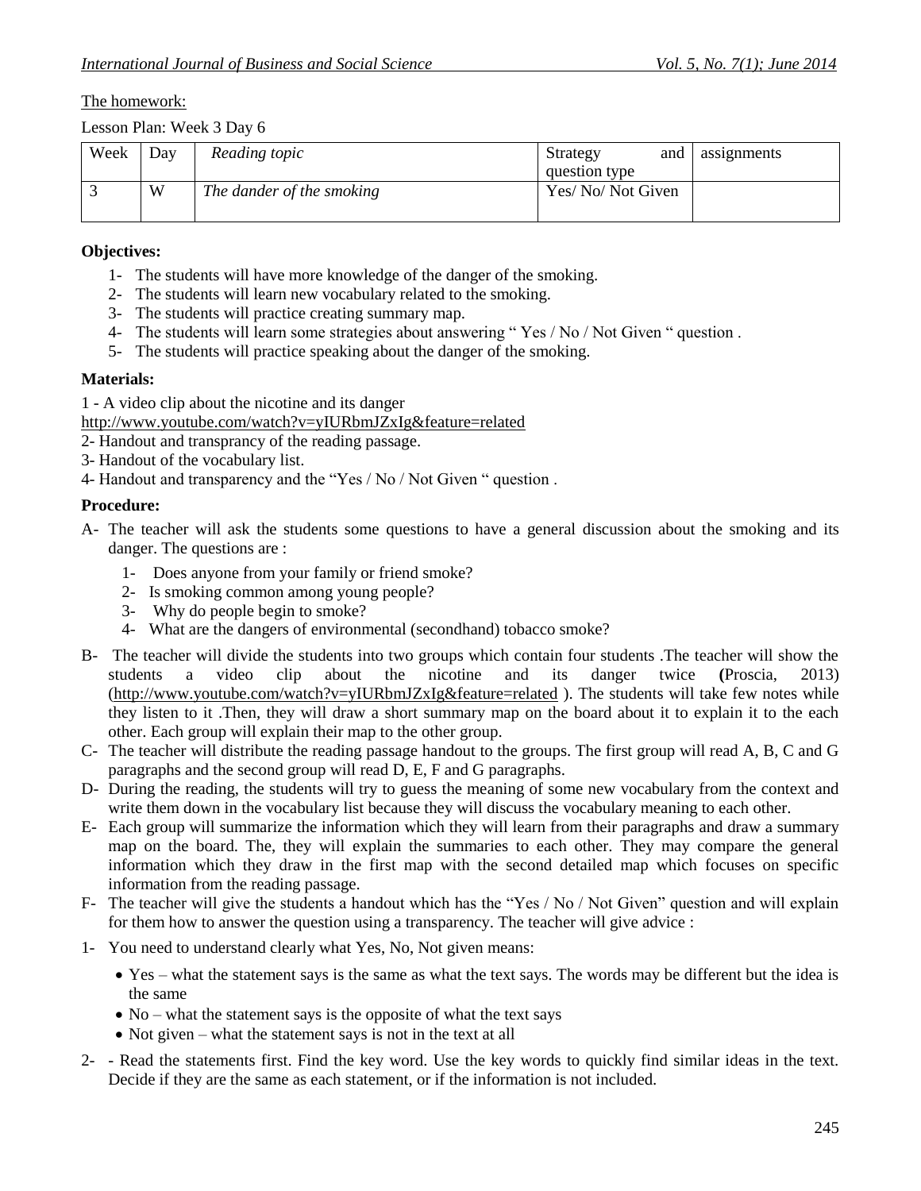The homework:

Lesson Plan: Week 3 Day 6

| Week | Day | *Reading topic* | Strategy and question type | assignments |
|---|---|---|---|---|
| 3 | W | *The dander of the smoking* | Yes/ No/ Not Given | |

**Objectives:**

1- The students will have more knowledge of the danger of the smoking.
2- The students will learn new vocabulary related to the smoking.
3- The students will practice creating summary map.
4- The students will learn some strategies about answering " Yes / No / Not Given " question .
5- The students will practice speaking about the danger of the smoking.

**Materials:**

1 - A video clip about the nicotine and its danger
http://www.youtube.com/watch?v=yIURbmJZxIg&feature=related
2- Handout and transprancy of the reading passage.
3- Handout of the vocabulary list.
4- Handout and transparency and the "Yes / No / Not Given " question .

**Procedure:**

A- The teacher will ask the students some questions to have a general discussion about the smoking and its danger. The questions are :

   1- Does anyone from your family or friend smoke?
   2- Is smoking common among young people?
   3- Why do people begin to smoke?
   4- What are the dangers of environmental (secondhand) tobacco smoke?

B- The teacher will divide the students into two groups which contain four students .The teacher will show the students a video clip about the nicotine and its danger twice **(**Proscia, 2013) (http://www.youtube.com/watch?v=yIURbmJZxIg&feature=related ). The students will take few notes while they listen to it .Then, they will draw a short summary map on the board about it to explain it to the each other. Each group will explain their map to the other group.

C- The teacher will distribute the reading passage handout to the groups. The first group will read A, B, C and G paragraphs and the second group will read D, E, F and G paragraphs.

D- During the reading, the students will try to guess the meaning of some new vocabulary from the context and write them down in the vocabulary list because they will discuss the vocabulary meaning to each other.

E- Each group will summarize the information which they will learn from their paragraphs and draw a summary map on the board. The, they will explain the summaries to each other. They may compare the general information which they draw in the first map with the second detailed map which focuses on specific information from the reading passage.

F- The teacher will give the students a handout which has the "Yes / No / Not Given" question and will explain for them how to answer the question using a transparency. The teacher will give advice :

1- You need to understand clearly what Yes, No, Not given means:

   - Yes – what the statement says is the same as what the text says. The words may be different but the idea is the same
   - No – what the statement says is the opposite of what the text says
   - Not given – what the statement says is not in the text at all

2- - Read the statements first. Find the key word. Use the key words to quickly find similar ideas in the text. Decide if they are the same as each statement, or if the information is not included.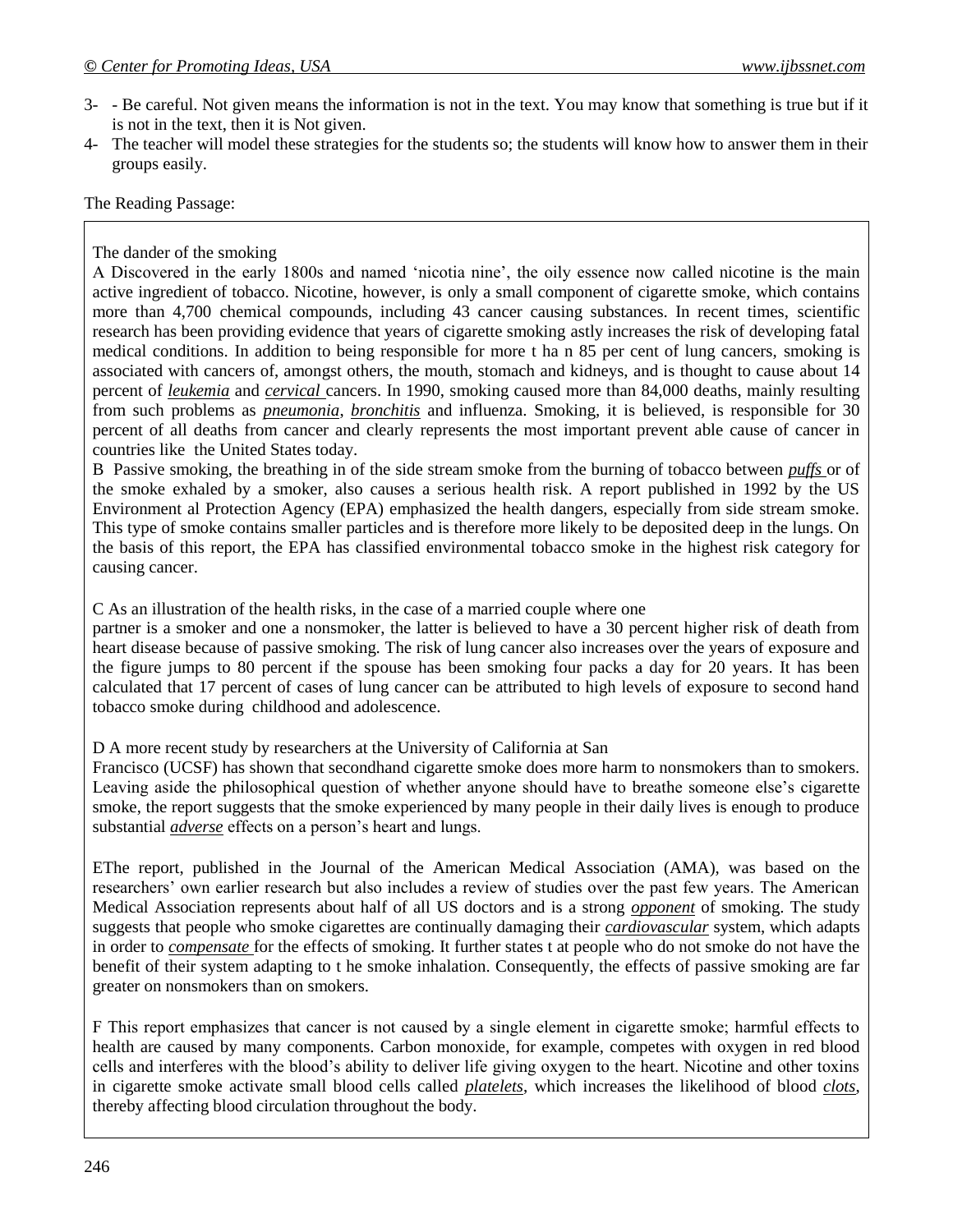3- - Be careful. Not given means the information is not in the text. You may know that something is true but if it is not in the text, then it is Not given.
4- The teacher will model these strategies for the students so; the students will know how to answer them in their groups easily.

The Reading Passage:

The dander of the smoking

A Discovered in the early 1800s and named 'nicotia nine', the oily essence now called nicotine is the main active ingredient of tobacco. Nicotine, however, is only a small component of cigarette smoke, which contains more than 4,700 chemical compounds, including 43 cancer causing substances. In recent times, scientific research has been providing evidence that years of cigarette smoking astly increases the risk of developing fatal medical conditions. In addition to being responsible for more t ha n 85 per cent of lung cancers, smoking is associated with cancers of, amongst others, the mouth, stomach and kidneys, and is thought to cause about 14 percent of ***leukemia*** and ***cervical*** cancers. In 1990, smoking caused more than 84,000 deaths, mainly resulting from such problems as ***pneumonia***, ***bronchitis*** and influenza. Smoking, it is believed, is responsible for 30 percent of all deaths from cancer and clearly represents the most important prevent able cause of cancer in countries like the United States today.

B Passive smoking, the breathing in of the side stream smoke from the burning of tobacco between ***puffs*** or of the smoke exhaled by a smoker, also causes a serious health risk. A report published in 1992 by the US Environment al Protection Agency (EPA) emphasized the health dangers, especially from side stream smoke. This type of smoke contains smaller particles and is therefore more likely to be deposited deep in the lungs. On the basis of this report, the EPA has classified environmental tobacco smoke in the highest risk category for causing cancer.

C As an illustration of the health risks, in the case of a married couple where one partner is a smoker and one a nonsmoker, the latter is believed to have a 30 percent higher risk of death from heart disease because of passive smoking. The risk of lung cancer also increases over the years of exposure and the figure jumps to 80 percent if the spouse has been smoking four packs a day for 20 years. It has been calculated that 17 percent of cases of lung cancer can be attributed to high levels of exposure to second hand tobacco smoke during childhood and adolescence.

D A more recent study by researchers at the University of California at San Francisco (UCSF) has shown that secondhand cigarette smoke does more harm to nonsmokers than to smokers. Leaving aside the philosophical question of whether anyone should have to breathe someone else's cigarette smoke, the report suggests that the smoke experienced by many people in their daily lives is enough to produce substantial ***adverse*** effects on a person's heart and lungs.

EThe report, published in the Journal of the American Medical Association (AMA), was based on the researchers' own earlier research but also includes a review of studies over the past few years. The American Medical Association represents about half of all US doctors and is a strong ***opponent*** of smoking. The study suggests that people who smoke cigarettes are continually damaging their ***cardiovascular*** system, which adapts in order to ***compensate*** for the effects of smoking. It further states t at people who do not smoke do not have the benefit of their system adapting to t he smoke inhalation. Consequently, the effects of passive smoking are far greater on nonsmokers than on smokers.

F This report emphasizes that cancer is not caused by a single element in cigarette smoke; harmful effects to health are caused by many components. Carbon monoxide, for example, competes with oxygen in red blood cells and interferes with the blood's ability to deliver life giving oxygen to the heart. Nicotine and other toxins in cigarette smoke activate small blood cells called ***platelets***, which increases the likelihood of blood ***clots***, thereby affecting blood circulation throughout the body.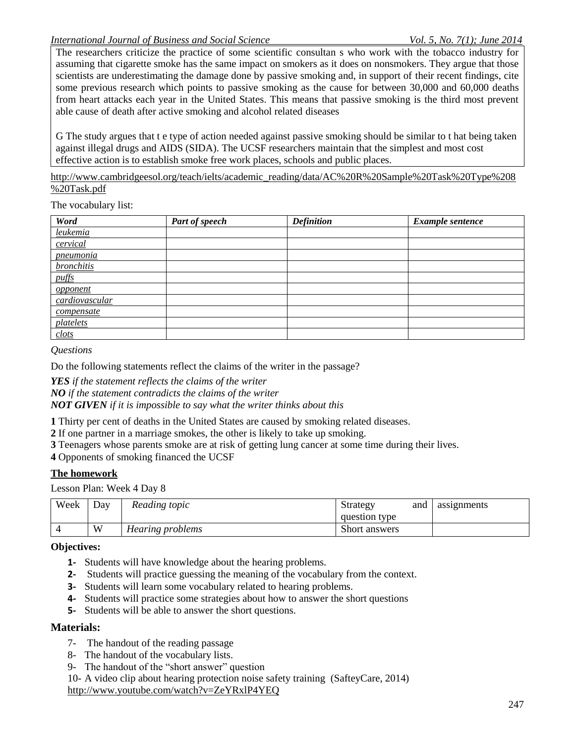The researchers criticize the practice of some scientific consultan s who work with the tobacco industry for assuming that cigarette smoke has the same impact on smokers as it does on nonsmokers. They argue that those scientists are underestimating the damage done by passive smoking and, in support of their recent findings, cite some previous research which points to passive smoking as the cause for between 30,000 and 60,000 deaths from heart attacks each year in the United States. This means that passive smoking is the third most prevent able cause of death after active smoking and alcohol related diseases

G The study argues that t e type of action needed against passive smoking should be similar to t hat being taken against illegal drugs and AIDS (SIDA). The UCSF researchers maintain that the simplest and most cost effective action is to establish smoke free work places, schools and public places.

http://www.cambridgeesol.org/teach/ielts/academic_reading/data/AC%20R%20Sample%20Task%20Type%208%20Task.pdf

The vocabulary list:

| *Word* | *Part of speech* | *Definition* | *Example sentence* |
|---|---|---|---|
| *leukemia* | | | |
| *cervical* | | | |
| *pneumonia* | | | |
| *bronchitis* | | | |
| *puffs* | | | |
| *opponent* | | | |
| *cardiovascular* | | | |
| *compensate* | | | |
| *platelets* | | | |
| *clots* | | | |

*Questions*

Do the following statements reflect the claims of the writer in the passage?

***YES*** *if the statement reflects the claims of the writer*
***NO*** *if the statement contradicts the claims of the writer*
***NOT GIVEN*** *if it is impossible to say what the writer thinks about this*

**1** Thirty per cent of deaths in the United States are caused by smoking related diseases.
**2** If one partner in a marriage smokes, the other is likely to take up smoking.
**3** Teenagers whose parents smoke are at risk of getting lung cancer at some time during their lives.
**4** Opponents of smoking financed the UCSF

**The homework**

Lesson Plan: Week 4 Day 8

| Week | Day | *Reading topic* | Strategy and question type | assignments |
|---|---|---|---|---|
| 4 | W | *Hearing problems* | Short answers | |

**Objectives:**

1- Students will have knowledge about the hearing problems.
2- Students will practice guessing the meaning of the vocabulary from the context.
3- Students will learn some vocabulary related to hearing problems.
4- Students will practice some strategies about how to answer the short questions
5- Students will be able to answer the short questions.

## Materials:

7- The handout of the reading passage
8- The handout of the vocabulary lists.
9- The handout of the "short answer" question
10- A video clip about hearing protection noise safety training (SafteyCare, 2014) http://www.youtube.com/watch?v=ZeYRxlP4YEQ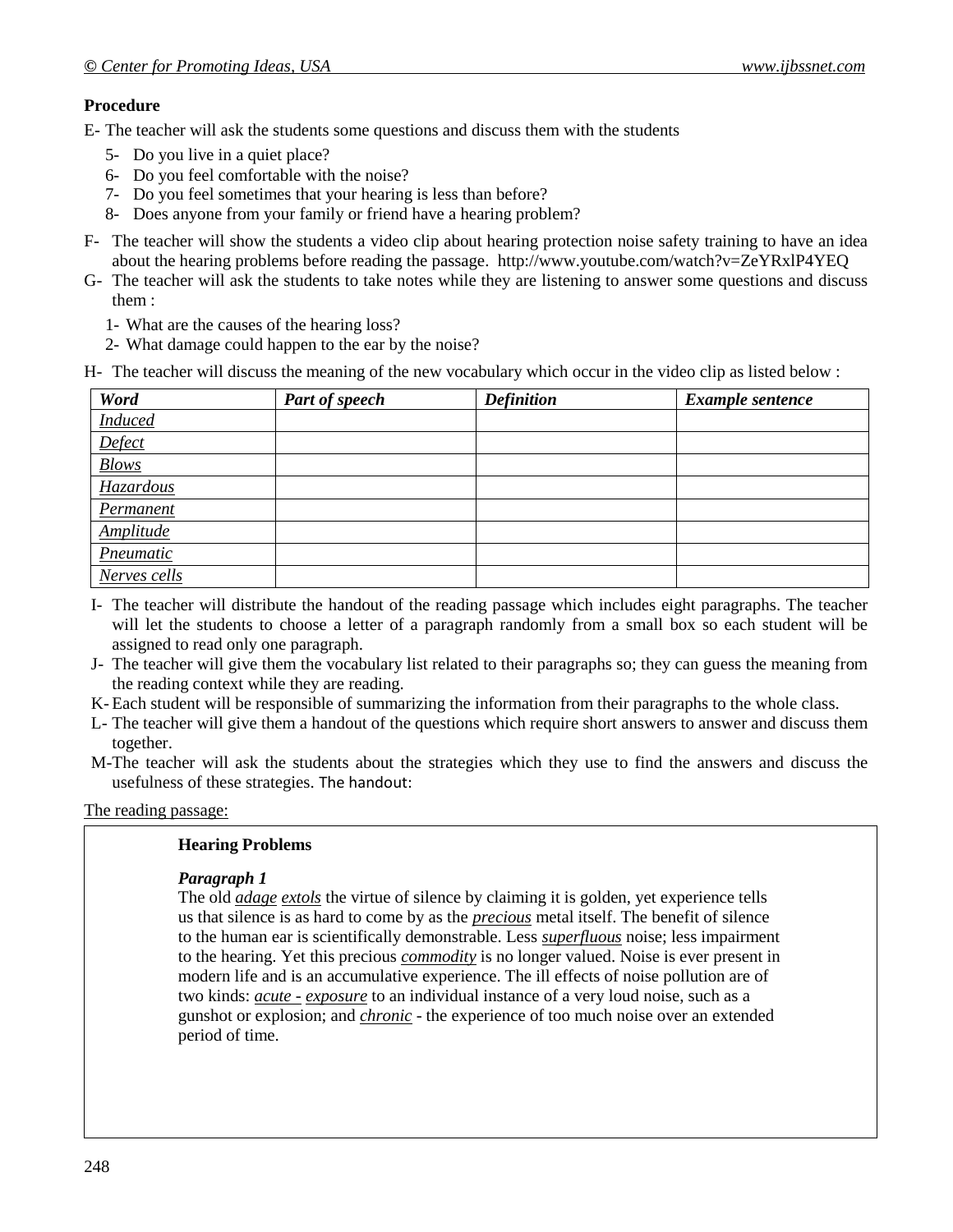**Procedure**

E- The teacher will ask the students some questions and discuss them with the students

5- Do you live in a quiet place?
6- Do you feel comfortable with the noise?
7- Do you feel sometimes that your hearing is less than before?
8- Does anyone from your family or friend have a hearing problem?

F- The teacher will show the students a video clip about hearing protection noise safety training to have an idea about the hearing problems before reading the passage. http://www.youtube.com/watch?v=ZeYRxlP4YEQ

G- The teacher will ask the students to take notes while they are listening to answer some questions and discuss them :

1- What are the causes of the hearing loss?
2- What damage could happen to the ear by the noise?

H- The teacher will discuss the meaning of the new vocabulary which occur in the video clip as listed below :

| *Word* | *Part of speech* | *Definition* | *Example sentence* |
|---|---|---|---|
| *Induced* | | | |
| *Defect* | | | |
| *Blows* | | | |
| *Hazardous* | | | |
| *Permanent* | | | |
| *Amplitude* | | | |
| *Pneumatic* | | | |
| *Nerves cells* | | | |

I- The teacher will distribute the handout of the reading passage which includes eight paragraphs. The teacher will let the students to choose a letter of a paragraph randomly from a small box so each student will be assigned to read only one paragraph.

J- The teacher will give them the vocabulary list related to their paragraphs so; they can guess the meaning from the reading context while they are reading.

K- Each student will be responsible of summarizing the information from their paragraphs to the whole class.

L- The teacher will give them a handout of the questions which require short answers to answer and discuss them together.

M- The teacher will ask the students about the strategies which they use to find the answers and discuss the usefulness of these strategies. The handout:

The reading passage:

**Hearing Problems**

***Paragraph 1***

The old *adage* *extols* the virtue of silence by claiming it is golden, yet experience tells us that silence is as hard to come by as the *precious* metal itself. The benefit of silence to the human ear is scientifically demonstrable. Less *superfluous* noise; less impairment to the hearing. Yet this precious *commodity* is no longer valued. Noise is ever present in modern life and is an accumulative experience. The ill effects of noise pollution are of two kinds: *acute* - *exposure* to an individual instance of a very loud noise, such as a gunshot or explosion; and *chronic* - the experience of too much noise over an extended period of time.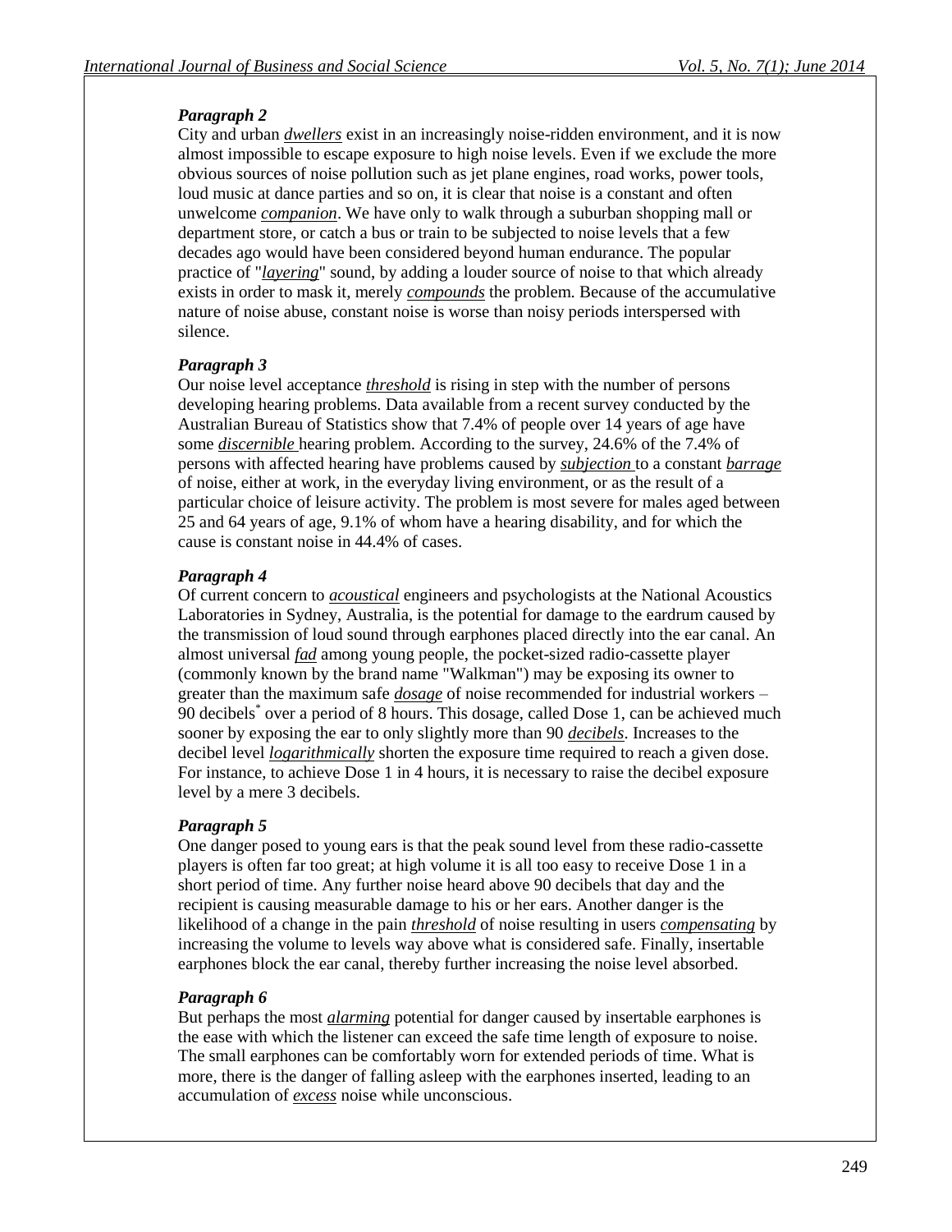***Paragraph 2***

City and urban ***dwellers*** exist in an increasingly noise-ridden environment, and it is now almost impossible to escape exposure to high noise levels. Even if we exclude the more obvious sources of noise pollution such as jet plane engines, road works, power tools, loud music at dance parties and so on, it is clear that noise is a constant and often unwelcome ***companion***. We have only to walk through a suburban shopping mall or department store, or catch a bus or train to be subjected to noise levels that a few decades ago would have been considered beyond human endurance. The popular practice of "***layering***" sound, by adding a louder source of noise to that which already exists in order to mask it, merely ***compounds*** the problem. Because of the accumulative nature of noise abuse, constant noise is worse than noisy periods interspersed with silence.

***Paragraph 3***

Our noise level acceptance ***threshold*** is rising in step with the number of persons developing hearing problems. Data available from a recent survey conducted by the Australian Bureau of Statistics show that 7.4% of people over 14 years of age have some ***discernible*** hearing problem. According to the survey, 24.6% of the 7.4% of persons with affected hearing have problems caused by ***subjection*** to a constant ***barrage*** of noise, either at work, in the everyday living environment, or as the result of a particular choice of leisure activity. The problem is most severe for males aged between 25 and 64 years of age, 9.1% of whom have a hearing disability, and for which the cause is constant noise in 44.4% of cases.

***Paragraph 4***

Of current concern to ***acoustical*** engineers and psychologists at the National Acoustics Laboratories in Sydney, Australia, is the potential for damage to the eardrum caused by the transmission of loud sound through earphones placed directly into the ear canal. An almost universal ***fad*** among young people, the pocket-sized radio-cassette player (commonly known by the brand name "Walkman") may be exposing its owner to greater than the maximum safe ***dosage*** of noise recommended for industrial workers – 90 decibels* over a period of 8 hours. This dosage, called Dose 1, can be achieved much sooner by exposing the ear to only slightly more than 90 ***decibels***. Increases to the decibel level ***logarithmically*** shorten the exposure time required to reach a given dose. For instance, to achieve Dose 1 in 4 hours, it is necessary to raise the decibel exposure level by a mere 3 decibels.

***Paragraph 5***

One danger posed to young ears is that the peak sound level from these radio-cassette players is often far too great; at high volume it is all too easy to receive Dose 1 in a short period of time. Any further noise heard above 90 decibels that day and the recipient is causing measurable damage to his or her ears. Another danger is the likelihood of a change in the pain ***threshold*** of noise resulting in users ***compensating*** by increasing the volume to levels way above what is considered safe. Finally, insertable earphones block the ear canal, thereby further increasing the noise level absorbed.

***Paragraph 6***

But perhaps the most ***alarming*** potential for danger caused by insertable earphones is the ease with which the listener can exceed the safe time length of exposure to noise. The small earphones can be comfortably worn for extended periods of time. What is more, there is the danger of falling asleep with the earphones inserted, leading to an accumulation of ***excess*** noise while unconscious.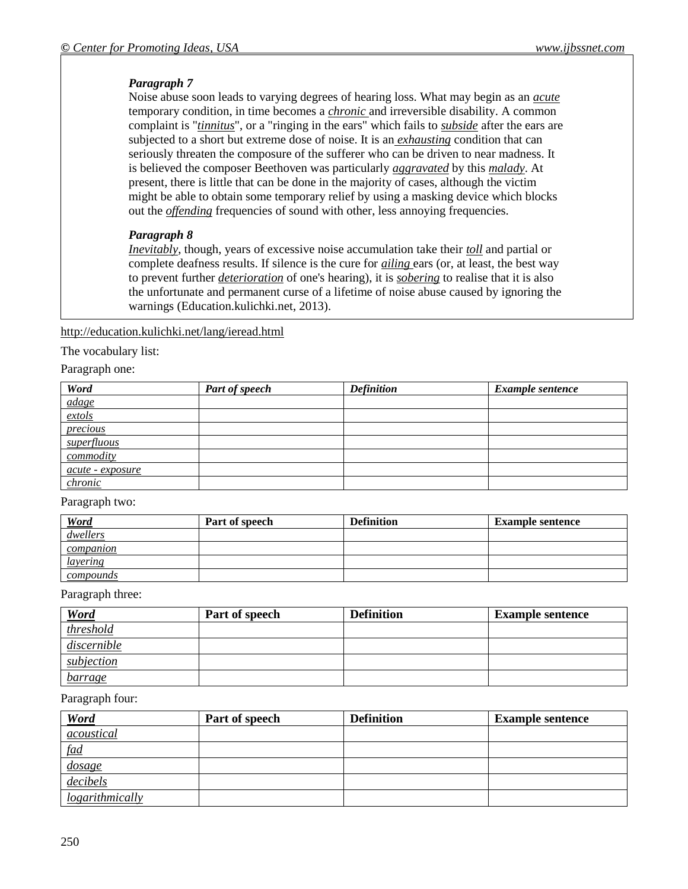**Paragraph 7**

Noise abuse soon leads to varying degrees of hearing loss. What may begin as an *acute* temporary condition, in time becomes a *chronic* and irreversible disability. A common complaint is "*tinnitus*", or a "ringing in the ears" which fails to *subside* after the ears are subjected to a short but extreme dose of noise. It is an *exhausting* condition that can seriously threaten the composure of the sufferer who can be driven to near madness. It is believed the composer Beethoven was particularly *aggravated* by this *malady*. At present, there is little that can be done in the majority of cases, although the victim might be able to obtain some temporary relief by using a masking device which blocks out the *offending* frequencies of sound with other, less annoying frequencies.

**Paragraph 8**

*Inevitably*, though, years of excessive noise accumulation take their *toll* and partial or complete deafness results. If silence is the cure for *ailing* ears (or, at least, the best way to prevent further *deterioration* of one's hearing), it is *sobering* to realise that it is also the unfortunate and permanent curse of a lifetime of noise abuse caused by ignoring the warnings (Education.kulichki.net, 2013).

http://education.kulichki.net/lang/ieread.html

The vocabulary list:

Paragraph one:

| *Word* | *Part of speech* | *Definition* | *Example sentence* |
|---|---|---|---|
| *adage* | | | |
| *extols* | | | |
| *precious* | | | |
| *superfluous* | | | |
| *commodity* | | | |
| *acute - exposure* | | | |
| *chronic* | | | |

Paragraph two:

| *Word* | Part of speech | Definition | Example sentence |
|---|---|---|---|
| *dwellers* | | | |
| *companion* | | | |
| *layering* | | | |
| *compounds* | | | |

Paragraph three:

| *Word* | Part of speech | Definition | Example sentence |
|---|---|---|---|
| *threshold* | | | |
| *discernible* | | | |
| *subjection* | | | |
| *barrage* | | | |

Paragraph four:

| *Word* | Part of speech | Definition | Example sentence |
|---|---|---|---|
| *acoustical* | | | |
| *fad* | | | |
| *dosage* | | | |
| *decibels* | | | |
| *logarithmically* | | | |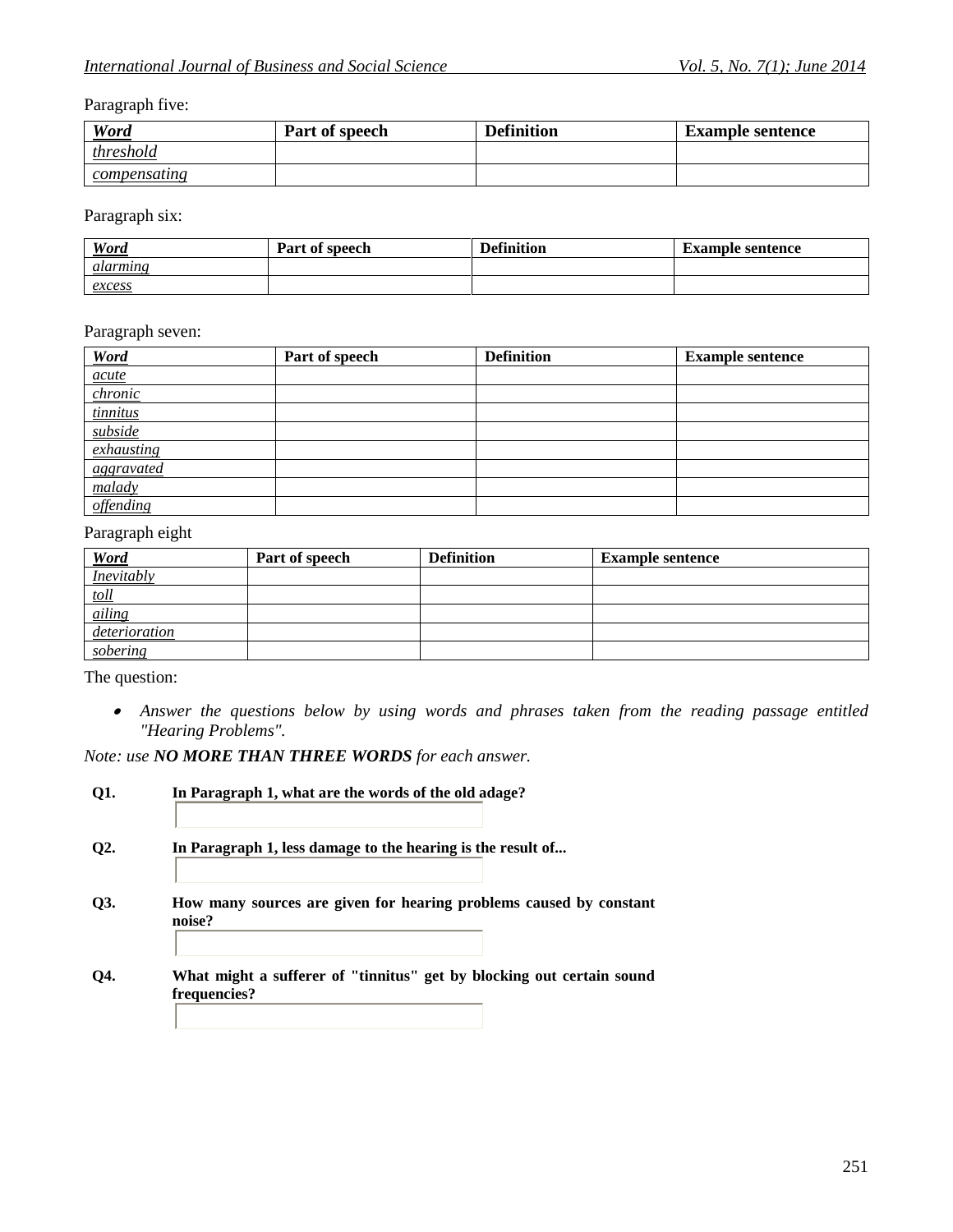Paragraph five:

| *Word* | Part of speech | Definition | Example sentence |
|---|---|---|---|
| *threshold* | | | |
| *compensating* | | | |

Paragraph six:

| *Word* | Part of speech | Definition | Example sentence |
|---|---|---|---|
| *alarming* | | | |
| *excess* | | | |

Paragraph seven:

| *Word* | Part of speech | Definition | Example sentence |
|---|---|---|---|
| *acute* | | | |
| *chronic* | | | |
| *tinnitus* | | | |
| *subside* | | | |
| *exhausting* | | | |
| *aggravated* | | | |
| *malady* | | | |
| *offending* | | | |

Paragraph eight

| *Word* | Part of speech | Definition | Example sentence |
|---|---|---|---|
| *Inevitably* | | | |
| *toll* | | | |
| *ailing* | | | |
| *deterioration* | | | |
| *sobering* | | | |

The question:

- *Answer the questions below by using words and phrases taken from the reading passage entitled "Hearing Problems".*

*Note: use* ***NO MORE THAN THREE WORDS*** *for each answer.*

**Q1.** **In Paragraph 1, what are the words of the old adage?**

**Q2.** **In Paragraph 1, less damage to the hearing is the result of...**

**Q3.** **How many sources are given for hearing problems caused by constant noise?**

**Q4.** **What might a sufferer of "tinnitus" get by blocking out certain sound frequencies?**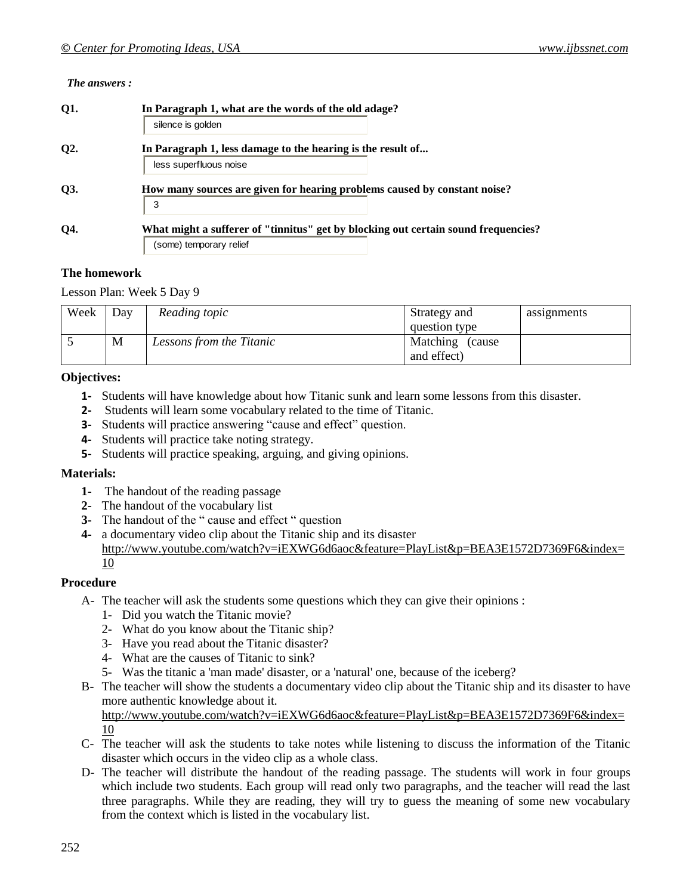*The answers :*

**Q1.** **In Paragraph 1, what are the words of the old adage?**

silence is golden

**Q2.** **In Paragraph 1, less damage to the hearing is the result of...**

less superfluous noise

**Q3.** **How many sources are given for hearing problems caused by constant noise?**

3

**Q4.** **What might a sufferer of "tinnitus" get by blocking out certain sound frequencies?**

(some) temporary relief

**The homework**

Lesson Plan: Week 5 Day 9

| Week | Day | *Reading topic* | Strategy and question type | assignments |
|---|---|---|---|---|
| 5 | M | *Lessons from the Titanic* | Matching (cause and effect) | |

**Objectives:**

1. Students will have knowledge about how Titanic sunk and learn some lessons from this disaster.
2. Students will learn some vocabulary related to the time of Titanic.
3. Students will practice answering "cause and effect" question.
4. Students will practice take noting strategy.
5. Students will practice speaking, arguing, and giving opinions.

**Materials:**

1. The handout of the reading passage
2. The handout of the vocabulary list
3. The handout of the " cause and effect " question
4. a documentary video clip about the Titanic ship and its disaster http://www.youtube.com/watch?v=iEXWG6d6aoc&feature=PlayList&p=BEA3E1572D7369F6&index=10

**Procedure**

A- The teacher will ask the students some questions which they can give their opinions :
   1- Did you watch the Titanic movie?
   2- What do you know about the Titanic ship?
   3- Have you read about the Titanic disaster?
   4- What are the causes of Titanic to sink?
   5- Was the titanic a 'man made' disaster, or a 'natural' one, because of the iceberg?

B- The teacher will show the students a documentary video clip about the Titanic ship and its disaster to have more authentic knowledge about it. http://www.youtube.com/watch?v=iEXWG6d6aoc&feature=PlayList&p=BEA3E1572D7369F6&index=10

C- The teacher will ask the students to take notes while listening to discuss the information of the Titanic disaster which occurs in the video clip as a whole class.

D- The teacher will distribute the handout of the reading passage. The students will work in four groups which include two students. Each group will read only two paragraphs, and the teacher will read the last three paragraphs. While they are reading, they will try to guess the meaning of some new vocabulary from the context which is listed in the vocabulary list.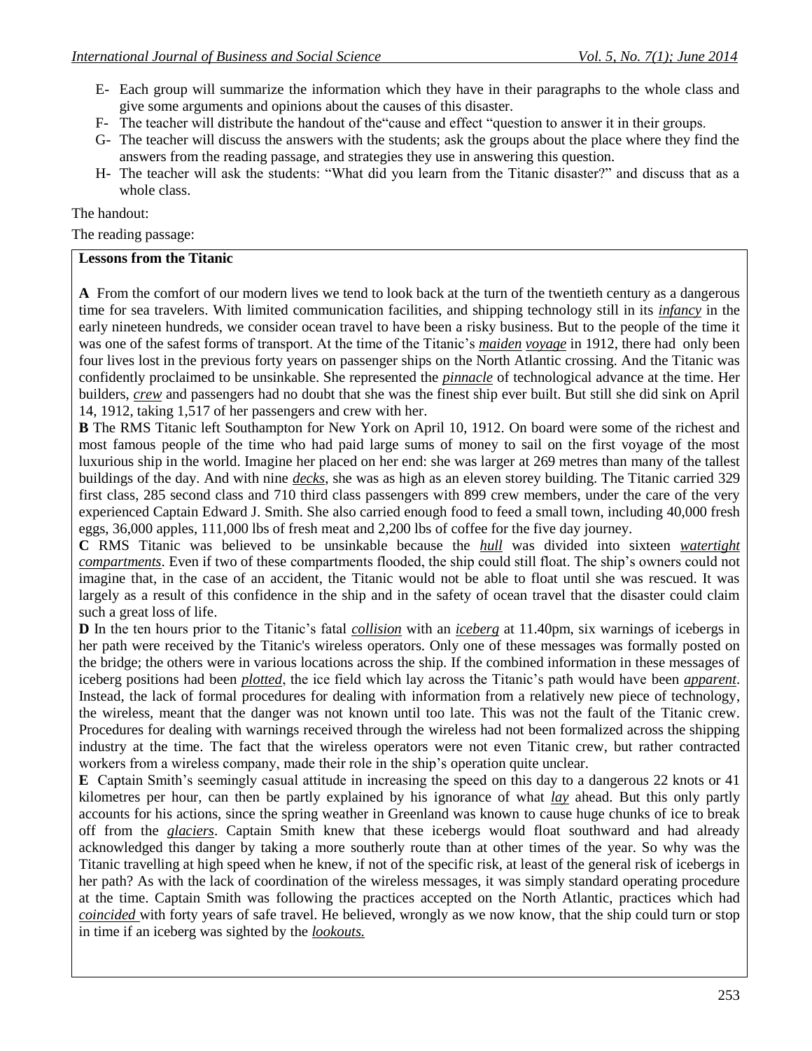E- Each group will summarize the information which they have in their paragraphs to the whole class and give some arguments and opinions about the causes of this disaster.

F- The teacher will distribute the handout of the"cause and effect "question to answer it in their groups.

G- The teacher will discuss the answers with the students; ask the groups about the place where they find the answers from the reading passage, and strategies they use in answering this question.

H- The teacher will ask the students: "What did you learn from the Titanic disaster?" and discuss that as a whole class.

The handout:

The reading passage:

**Lessons from the Titanic**

**A** From the comfort of our modern lives we tend to look back at the turn of the twentieth century as a dangerous time for sea travelers. With limited communication facilities, and shipping technology still in its ***infancy*** in the early nineteen hundreds, we consider ocean travel to have been a risky business. But to the people of the time it was one of the safest forms of transport. At the time of the Titanic's ***maiden voyage*** in 1912, there had only been four lives lost in the previous forty years on passenger ships on the North Atlantic crossing. And the Titanic was confidently proclaimed to be unsinkable. She represented the ***pinnacle*** of technological advance at the time. Her builders, ***crew*** and passengers had no doubt that she was the finest ship ever built. But still she did sink on April 14, 1912, taking 1,517 of her passengers and crew with her.

**B** The RMS Titanic left Southampton for New York on April 10, 1912. On board were some of the richest and most famous people of the time who had paid large sums of money to sail on the first voyage of the most luxurious ship in the world. Imagine her placed on her end: she was larger at 269 metres than many of the tallest buildings of the day. And with nine ***decks***, she was as high as an eleven storey building. The Titanic carried 329 first class, 285 second class and 710 third class passengers with 899 crew members, under the care of the very experienced Captain Edward J. Smith. She also carried enough food to feed a small town, including 40,000 fresh eggs, 36,000 apples, 111,000 lbs of fresh meat and 2,200 lbs of coffee for the five day journey.

**C** RMS Titanic was believed to be unsinkable because the ***hull*** was divided into sixteen ***watertight compartments***. Even if two of these compartments flooded, the ship could still float. The ship's owners could not imagine that, in the case of an accident, the Titanic would not be able to float until she was rescued. It was largely as a result of this confidence in the ship and in the safety of ocean travel that the disaster could claim such a great loss of life.

**D** In the ten hours prior to the Titanic's fatal ***collision*** with an ***iceberg*** at 11.40pm, six warnings of icebergs in her path were received by the Titanic's wireless operators. Only one of these messages was formally posted on the bridge; the others were in various locations across the ship. If the combined information in these messages of iceberg positions had been ***plotted***, the ice field which lay across the Titanic's path would have been ***apparent***. Instead, the lack of formal procedures for dealing with information from a relatively new piece of technology, the wireless, meant that the danger was not known until too late. This was not the fault of the Titanic crew. Procedures for dealing with warnings received through the wireless had not been formalized across the shipping industry at the time. The fact that the wireless operators were not even Titanic crew, but rather contracted workers from a wireless company, made their role in the ship's operation quite unclear.

**E** Captain Smith's seemingly casual attitude in increasing the speed on this day to a dangerous 22 knots or 41 kilometres per hour, can then be partly explained by his ignorance of what ***lay*** ahead. But this only partly accounts for his actions, since the spring weather in Greenland was known to cause huge chunks of ice to break off from the ***glaciers***. Captain Smith knew that these icebergs would float southward and had already acknowledged this danger by taking a more southerly route than at other times of the year. So why was the Titanic travelling at high speed when he knew, if not of the specific risk, at least of the general risk of icebergs in her path? As with the lack of coordination of the wireless messages, it was simply standard operating procedure at the time. Captain Smith was following the practices accepted on the North Atlantic, practices which had ***coincided*** with forty years of safe travel. He believed, wrongly as we now know, that the ship could turn or stop in time if an iceberg was sighted by the ***lookouts.***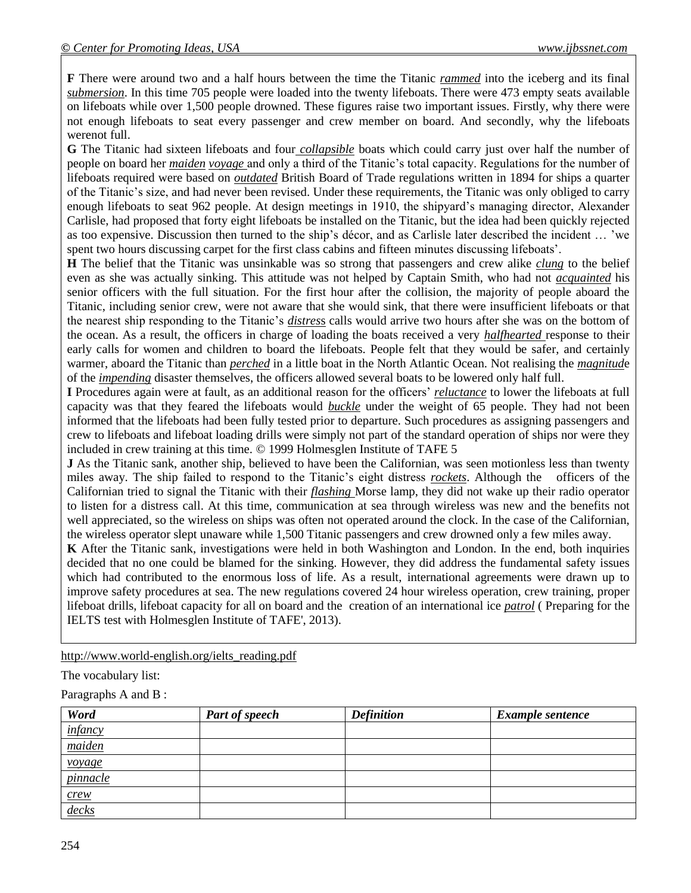**F** There were around two and a half hours between the time the Titanic ***rammed*** into the iceberg and its final ***submersion***. In this time 705 people were loaded into the twenty lifeboats. There were 473 empty seats available on lifeboats while over 1,500 people drowned. These figures raise two important issues. Firstly, why there were not enough lifeboats to seat every passenger and crew member on board. And secondly, why the lifeboats werenot full.

**G** The Titanic had sixteen lifeboats and four ***collapsible*** boats which could carry just over half the number of people on board her ***maiden*** ***voyage*** and only a third of the Titanic's total capacity. Regulations for the number of lifeboats required were based on ***outdated*** British Board of Trade regulations written in 1894 for ships a quarter of the Titanic's size, and had never been revised. Under these requirements, the Titanic was only obliged to carry enough lifeboats to seat 962 people. At design meetings in 1910, the shipyard's managing director, Alexander Carlisle, had proposed that forty eight lifeboats be installed on the Titanic, but the idea had been quickly rejected as too expensive. Discussion then turned to the ship's décor, and as Carlisle later described the incident … 'we spent two hours discussing carpet for the first class cabins and fifteen minutes discussing lifeboats'.

**H** The belief that the Titanic was unsinkable was so strong that passengers and crew alike ***clung*** to the belief even as she was actually sinking. This attitude was not helped by Captain Smith, who had not ***acquainted*** his senior officers with the full situation. For the first hour after the collision, the majority of people aboard the Titanic, including senior crew, were not aware that she would sink, that there were insufficient lifeboats or that the nearest ship responding to the Titanic's ***distress*** calls would arrive two hours after she was on the bottom of the ocean. As a result, the officers in charge of loading the boats received a very ***halfhearted*** response to their early calls for women and children to board the lifeboats. People felt that they would be safer, and certainly warmer, aboard the Titanic than ***perched*** in a little boat in the North Atlantic Ocean. Not realising the ***magnitud***e of the ***impending*** disaster themselves, the officers allowed several boats to be lowered only half full.

**I** Procedures again were at fault, as an additional reason for the officers' ***reluctance*** to lower the lifeboats at full capacity was that they feared the lifeboats would ***buckle*** under the weight of 65 people. They had not been informed that the lifeboats had been fully tested prior to departure. Such procedures as assigning passengers and crew to lifeboats and lifeboat loading drills were simply not part of the standard operation of ships nor were they included in crew training at this time. © 1999 Holmesglen Institute of TAFE 5

**J** As the Titanic sank, another ship, believed to have been the Californian, was seen motionless less than twenty miles away. The ship failed to respond to the Titanic's eight distress ***rockets***. Although the officers of the Californian tried to signal the Titanic with their ***flashing*** Morse lamp, they did not wake up their radio operator to listen for a distress call. At this time, communication at sea through wireless was new and the benefits not well appreciated, so the wireless on ships was often not operated around the clock. In the case of the Californian, the wireless operator slept unaware while 1,500 Titanic passengers and crew drowned only a few miles away.

**K** After the Titanic sank, investigations were held in both Washington and London. In the end, both inquiries decided that no one could be blamed for the sinking. However, they did address the fundamental safety issues which had contributed to the enormous loss of life. As a result, international agreements were drawn up to improve safety procedures at sea. The new regulations covered 24 hour wireless operation, crew training, proper lifeboat drills, lifeboat capacity for all on board and the creation of an international ice ***patrol*** ( Preparing for the IELTS test with Holmesglen Institute of TAFE', 2013).

http://www.world-english.org/ielts_reading.pdf

The vocabulary list:

Paragraphs A and B :

| *Word* | *Part of speech* | *Definition* | *Example sentence* |
|---|---|---|---|
| *infancy* | | | |
| *maiden* | | | |
| *voyage* | | | |
| *pinnacle* | | | |
| *crew* | | | |
| *decks* | | | |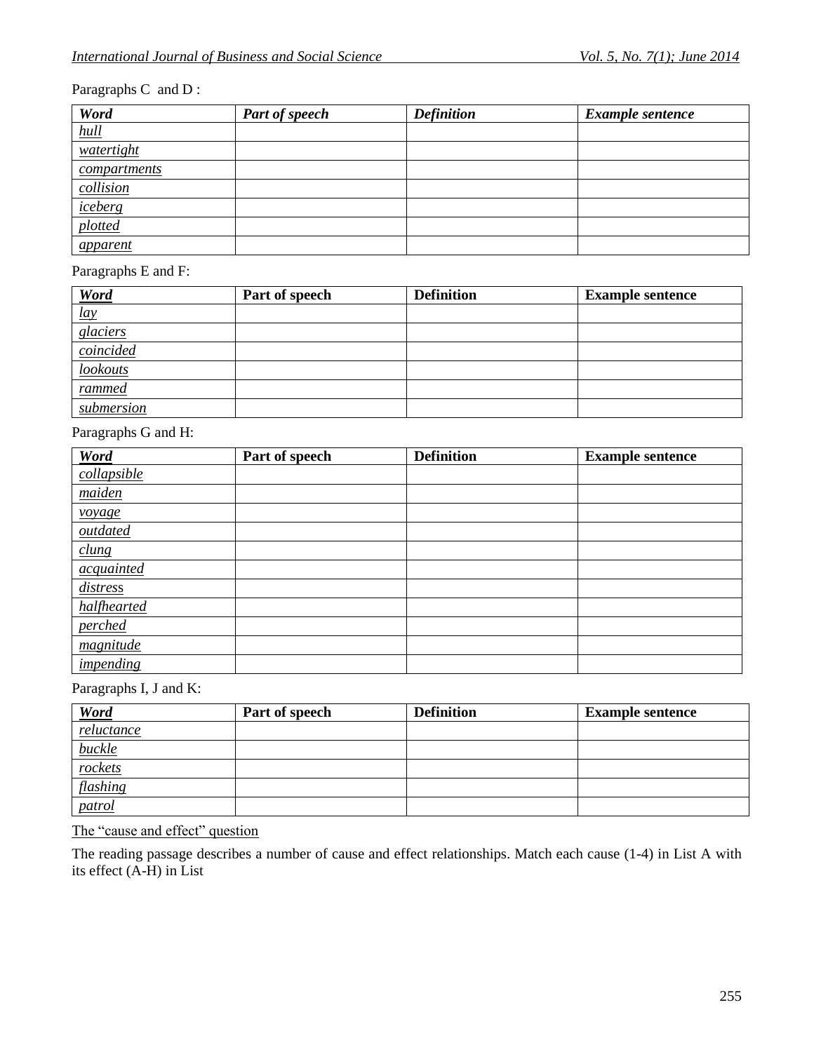Paragraphs C and D :

| *Word* | *Part of speech* | *Definition* | *Example sentence* |
|---|---|---|---|
| *hull* | | | |
| *watertight* | | | |
| *compartments* | | | |
| *collision* | | | |
| *iceberg* | | | |
| *plotted* | | | |
| *apparent* | | | |

Paragraphs E and F:

| *Word* | Part of speech | Definition | Example sentence |
|---|---|---|---|
| *lay* | | | |
| *glaciers* | | | |
| *coincided* | | | |
| *lookouts* | | | |
| *rammed* | | | |
| *submersion* | | | |

Paragraphs G and H:

| *Word* | Part of speech | Definition | Example sentence |
|---|---|---|---|
| *collapsible* | | | |
| *maiden* | | | |
| *voyage* | | | |
| *outdated* | | | |
| *clung* | | | |
| *acquainted* | | | |
| *distress* | | | |
| *halfhearted* | | | |
| *perched* | | | |
| *magnitude* | | | |
| *impending* | | | |

Paragraphs I, J and K:

| *Word* | Part of speech | Definition | Example sentence |
|---|---|---|---|
| *reluctance* | | | |
| *buckle* | | | |
| *rockets* | | | |
| *flashing* | | | |
| *patrol* | | | |

The "cause and effect" question

The reading passage describes a number of cause and effect relationships. Match each cause (1-4) in List A with its effect (A-H) in List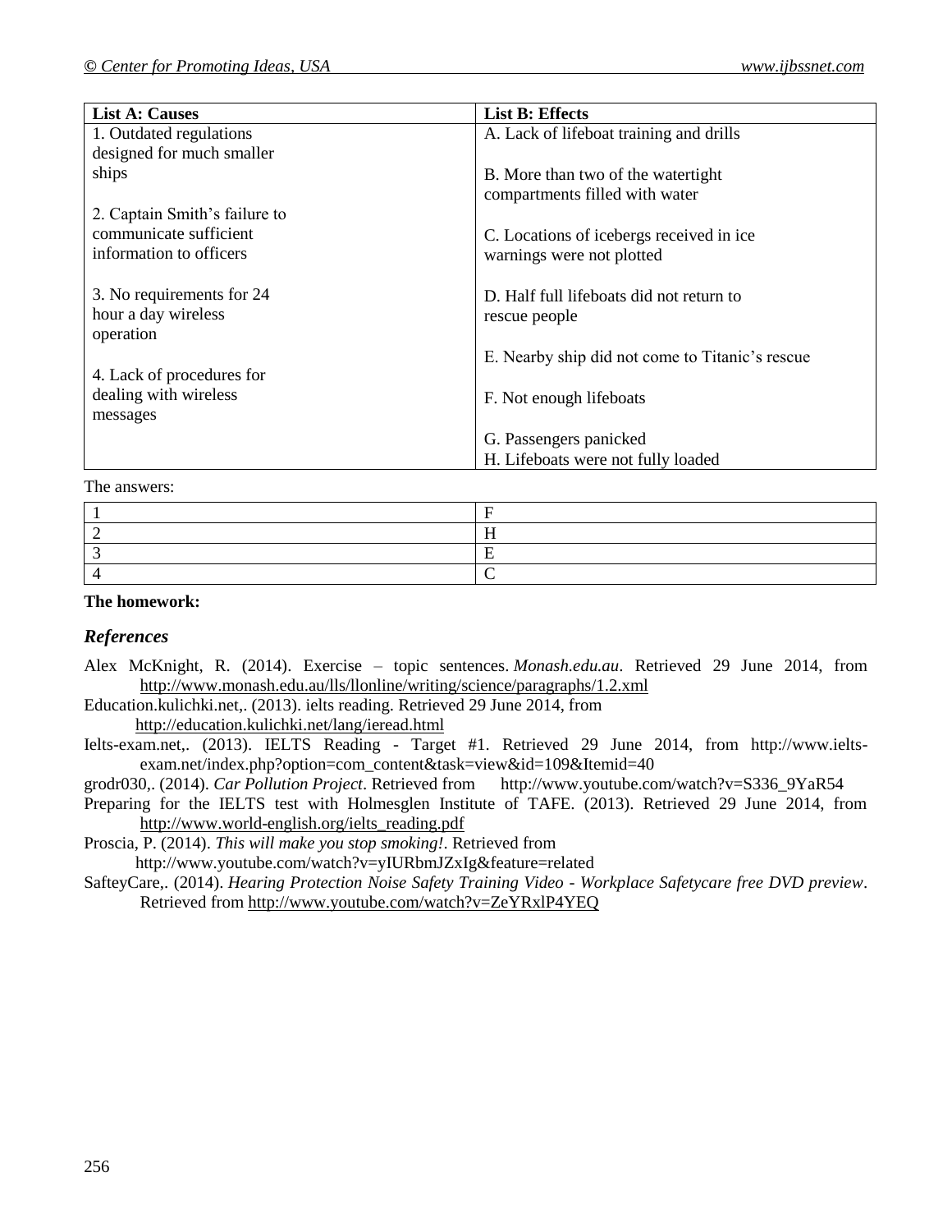| List A: Causes | List B: Effects |
|---|---|
| 1. Outdated regulations designed for much smaller ships<br><br>2. Captain Smith's failure to communicate sufficient information to officers<br><br>3. No requirements for 24 hour a day wireless operation<br><br>4. Lack of procedures for dealing with wireless messages | A. Lack of lifeboat training and drills<br><br>B. More than two of the watertight compartments filled with water<br><br>C. Locations of icebergs received in ice warnings were not plotted<br><br>D. Half full lifeboats did not return to rescue people<br><br>E. Nearby ship did not come to Titanic's rescue<br><br>F. Not enough lifeboats<br><br>G. Passengers panicked<br>H. Lifeboats were not fully loaded |

The answers:

| | |
|---|---|
| 1 | F |
| 2 | H |
| 3 | E |
| 4 | C |

**The homework:**

## *References*

Alex McKnight, R. (2014). Exercise – topic sentences. *Monash.edu.au*. Retrieved 29 June 2014, from http://www.monash.edu.au/lls/llonline/writing/science/paragraphs/1.2.xml

Education.kulichki.net,. (2013). ielts reading. Retrieved 29 June 2014, from http://education.kulichki.net/lang/ieread.html

Ielts-exam.net,. (2013). IELTS Reading - Target #1. Retrieved 29 June 2014, from http://www.ielts-exam.net/index.php?option=com_content&task=view&id=109&Itemid=40

grodr030,. (2014). *Car Pollution Project*. Retrieved from http://www.youtube.com/watch?v=S336_9YaR54

Preparing for the IELTS test with Holmesglen Institute of TAFE. (2013). Retrieved 29 June 2014, from http://www.world-english.org/ielts_reading.pdf

Proscia, P. (2014). *This will make you stop smoking!*. Retrieved from http://www.youtube.com/watch?v=yIURbmJZxIg&feature=related

SafteyCare,. (2014). *Hearing Protection Noise Safety Training Video - Workplace Safetycare free DVD preview*. Retrieved from http://www.youtube.com/watch?v=ZeYRxlP4YEQ